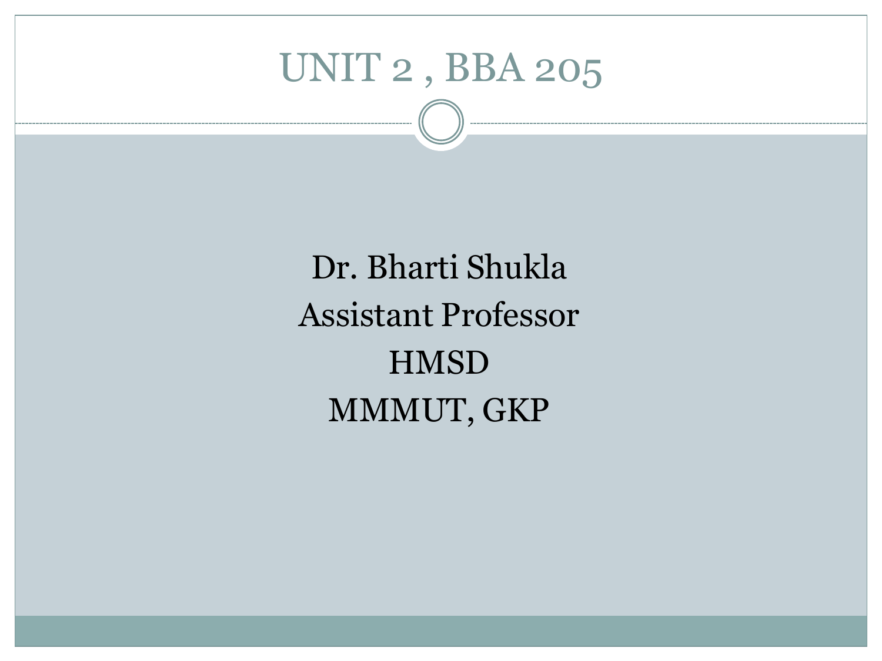# UNIT 2 , BBA 205

Dr. Bharti Shukla

Assistant Professor

HMSD

MMMUT, GKP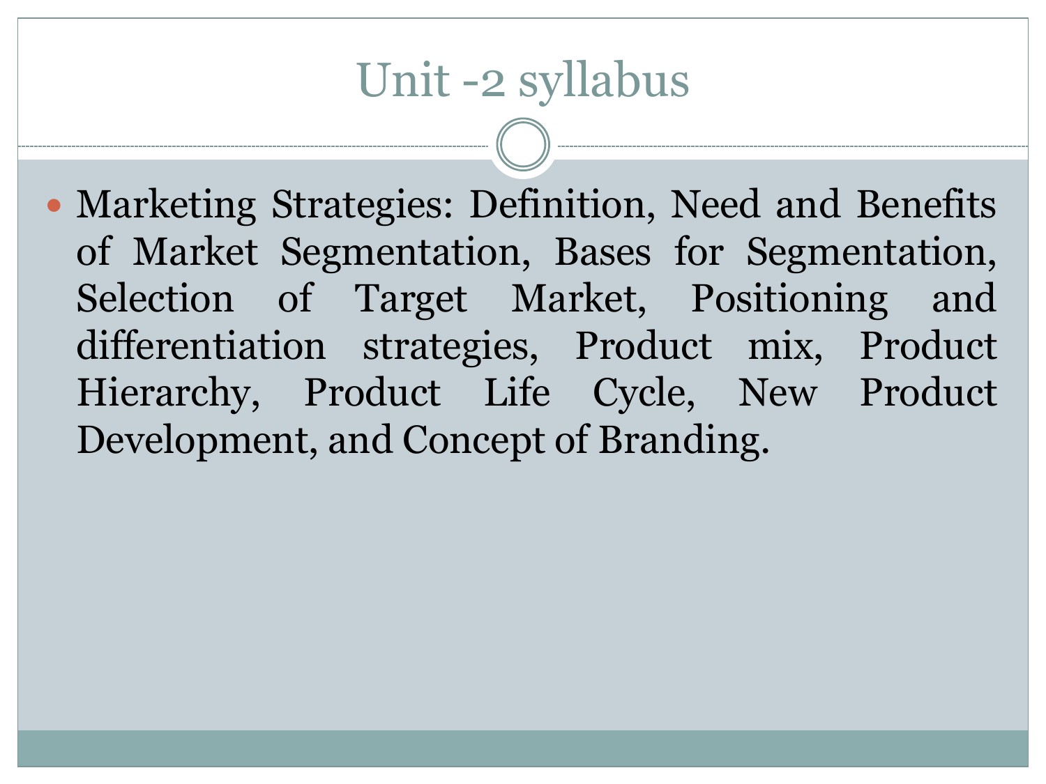# Unit -2 syllabus

- Marketing Strategies: Definition, Need and Benefits of Market Segmentation, Bases for Segmentation, Selection of Target Market, Positioning and differentiation strategies, Product mix, Product Hierarchy, Product Life Cycle, New Product Development, and Concept of Branding.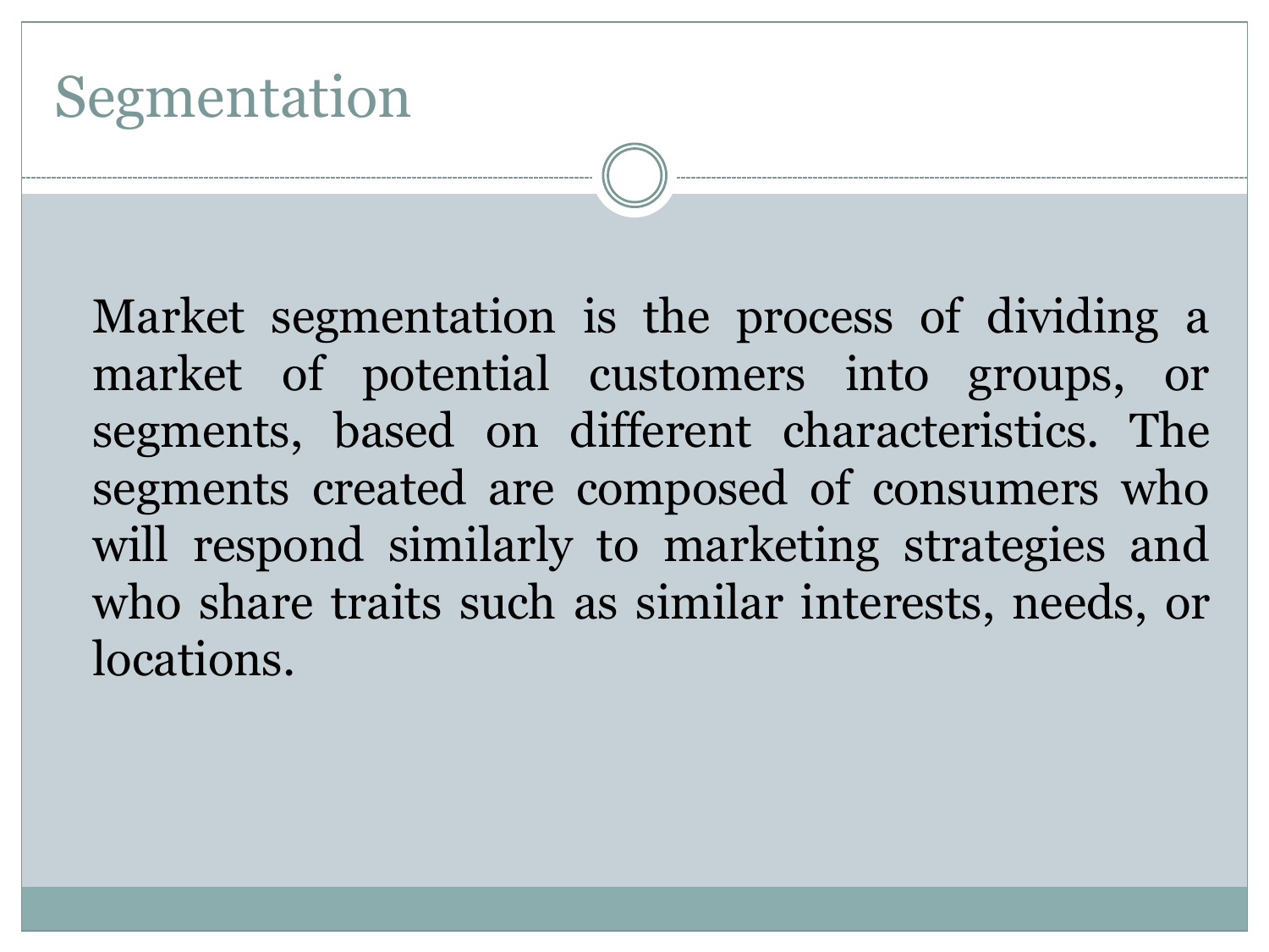# Segmentation

Market segmentation is the process of dividing a market of potential customers into groups, or segments, based on different characteristics. The segments created are composed of consumers who will respond similarly to marketing strategies and who share traits such as similar interests, needs, or locations.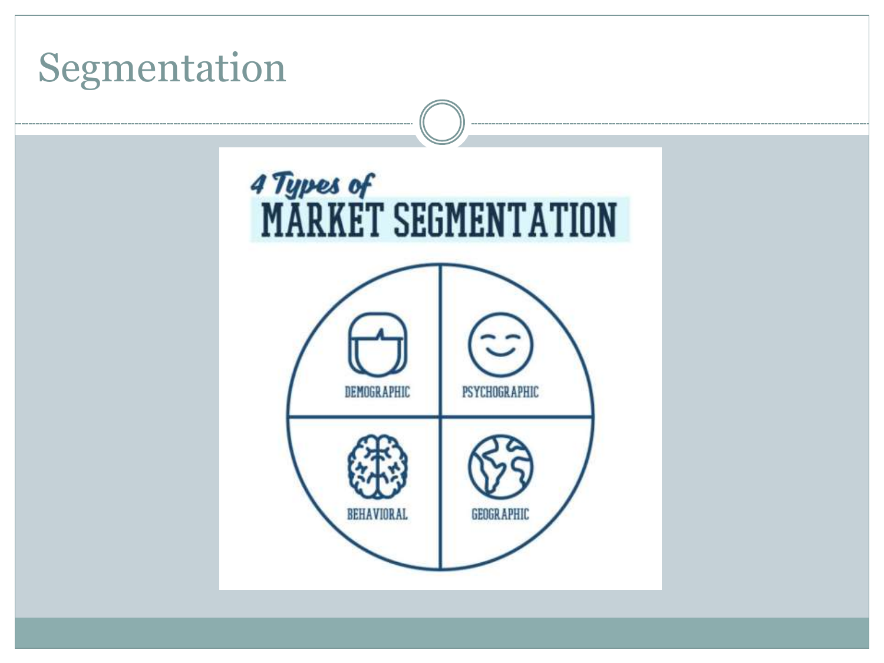# Segmentation

4 Types of
MARKET SEGMENTATION

DEMOGRAPHIC

PSYCHOGRAPHIC

BEHAVIORAL

GEOGRAPHIC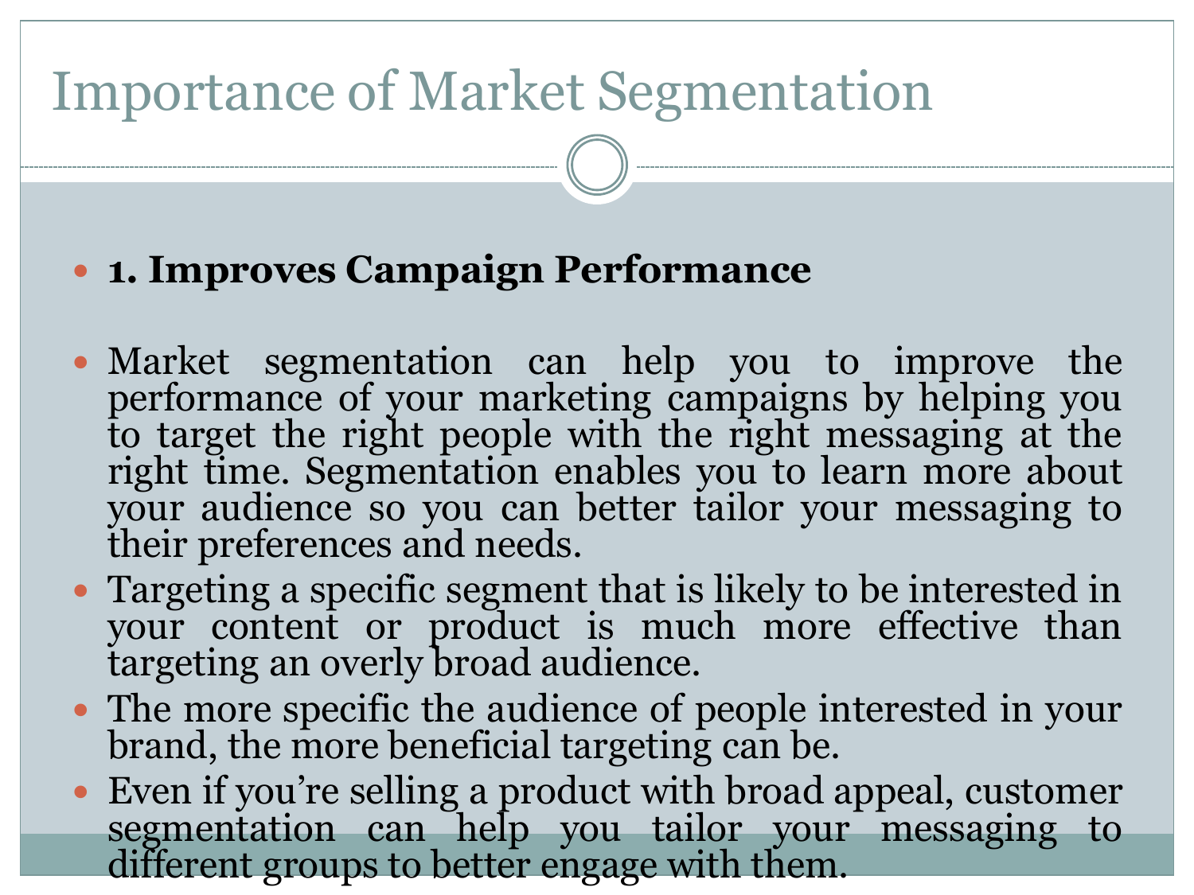# Importance of Market Segmentation

- **1. Improves Campaign Performance**

- Market segmentation can help you to improve the performance of your marketing campaigns by helping you to target the right people with the right messaging at the right time. Segmentation enables you to learn more about your audience so you can better tailor your messaging to their preferences and needs.
- Targeting a specific segment that is likely to be interested in your content or product is much more effective than targeting an overly broad audience.
- The more specific the audience of people interested in your brand, the more beneficial targeting can be.
- Even if you're selling a product with broad appeal, customer segmentation can help you tailor your messaging to different groups to better engage with them.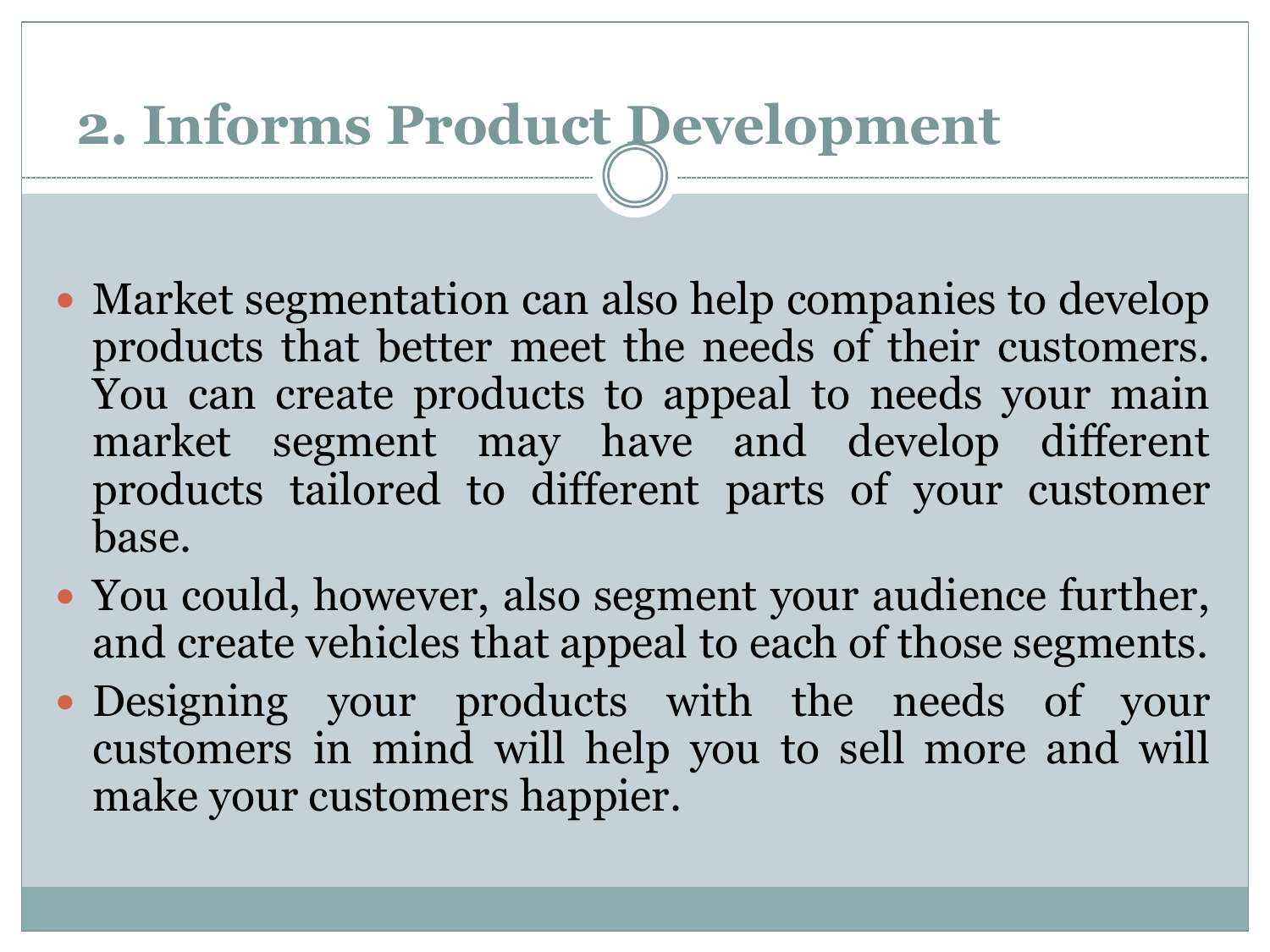## 2. Informs Product Development

- Market segmentation can also help companies to develop products that better meet the needs of their customers. You can create products to appeal to needs your main market segment may have and develop different products tailored to different parts of your customer base.
- You could, however, also segment your audience further, and create vehicles that appeal to each of those segments.
- Designing your products with the needs of your customers in mind will help you to sell more and will make your customers happier.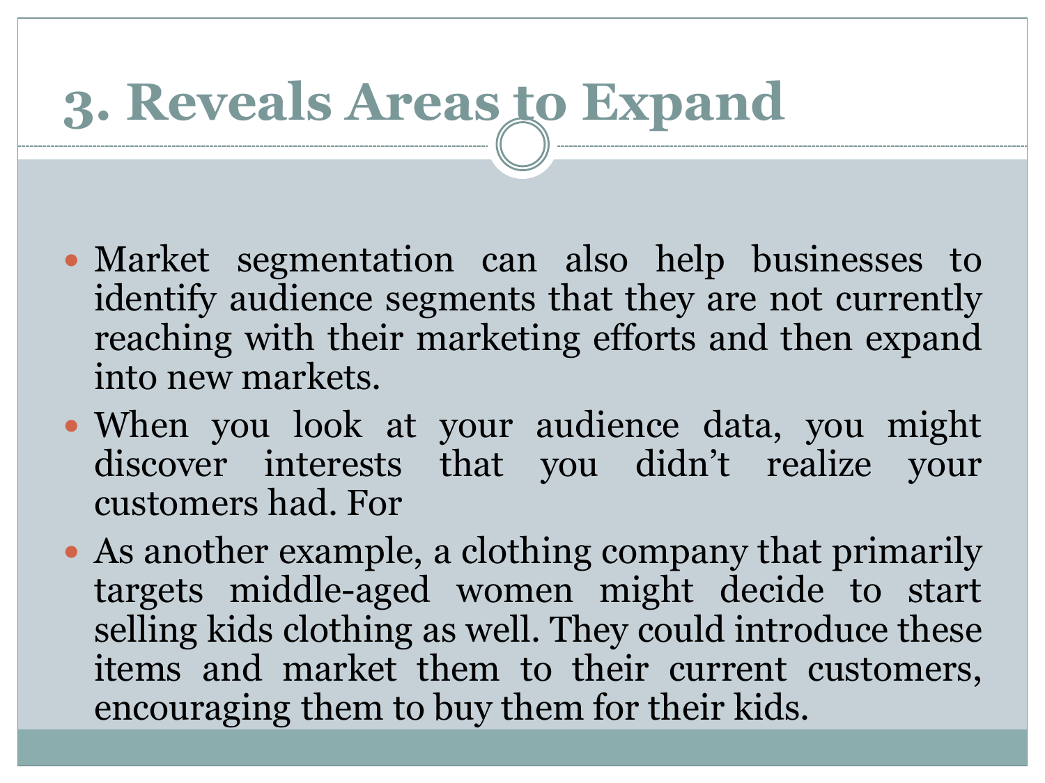# 3. Reveals Areas to Expand

- Market segmentation can also help businesses to identify audience segments that they are not currently reaching with their marketing efforts and then expand into new markets.
- When you look at your audience data, you might discover interests that you didn't realize your customers had. For
- As another example, a clothing company that primarily targets middle-aged women might decide to start selling kids clothing as well. They could introduce these items and market them to their current customers, encouraging them to buy them for their kids.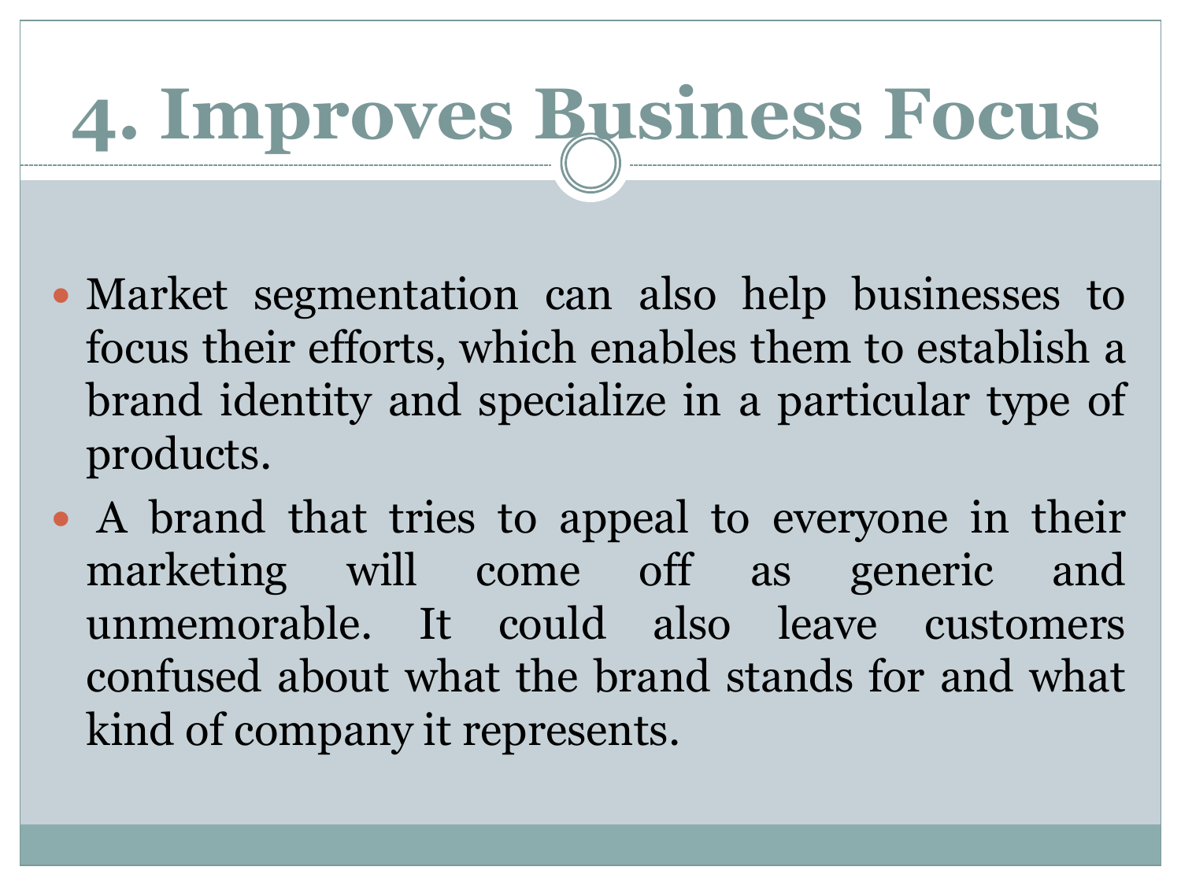# 4. Improves Business Focus

- Market segmentation can also help businesses to focus their efforts, which enables them to establish a brand identity and specialize in a particular type of products.
- A brand that tries to appeal to everyone in their marketing will come off as generic and unmemorable. It could also leave customers confused about what the brand stands for and what kind of company it represents.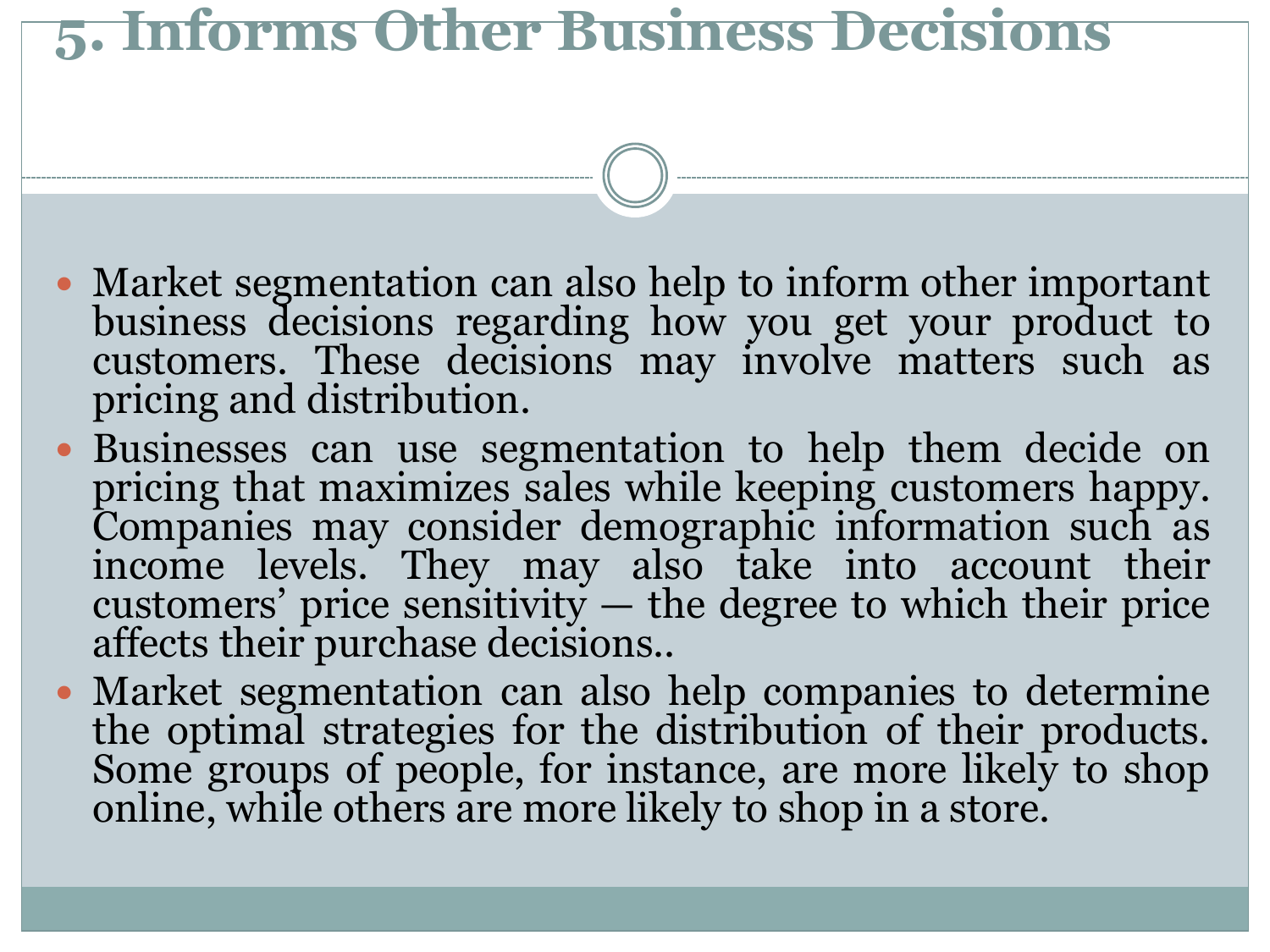# 5. Informs Other Business Decisions

- Market segmentation can also help to inform other important business decisions regarding how you get your product to customers. These decisions may involve matters such as pricing and distribution.
- Businesses can use segmentation to help them decide on pricing that maximizes sales while keeping customers happy. Companies may consider demographic information such as income levels. They may also take into account their customers' price sensitivity — the degree to which their price affects their purchase decisions..
- Market segmentation can also help companies to determine the optimal strategies for the distribution of their products. Some groups of people, for instance, are more likely to shop online, while others are more likely to shop in a store.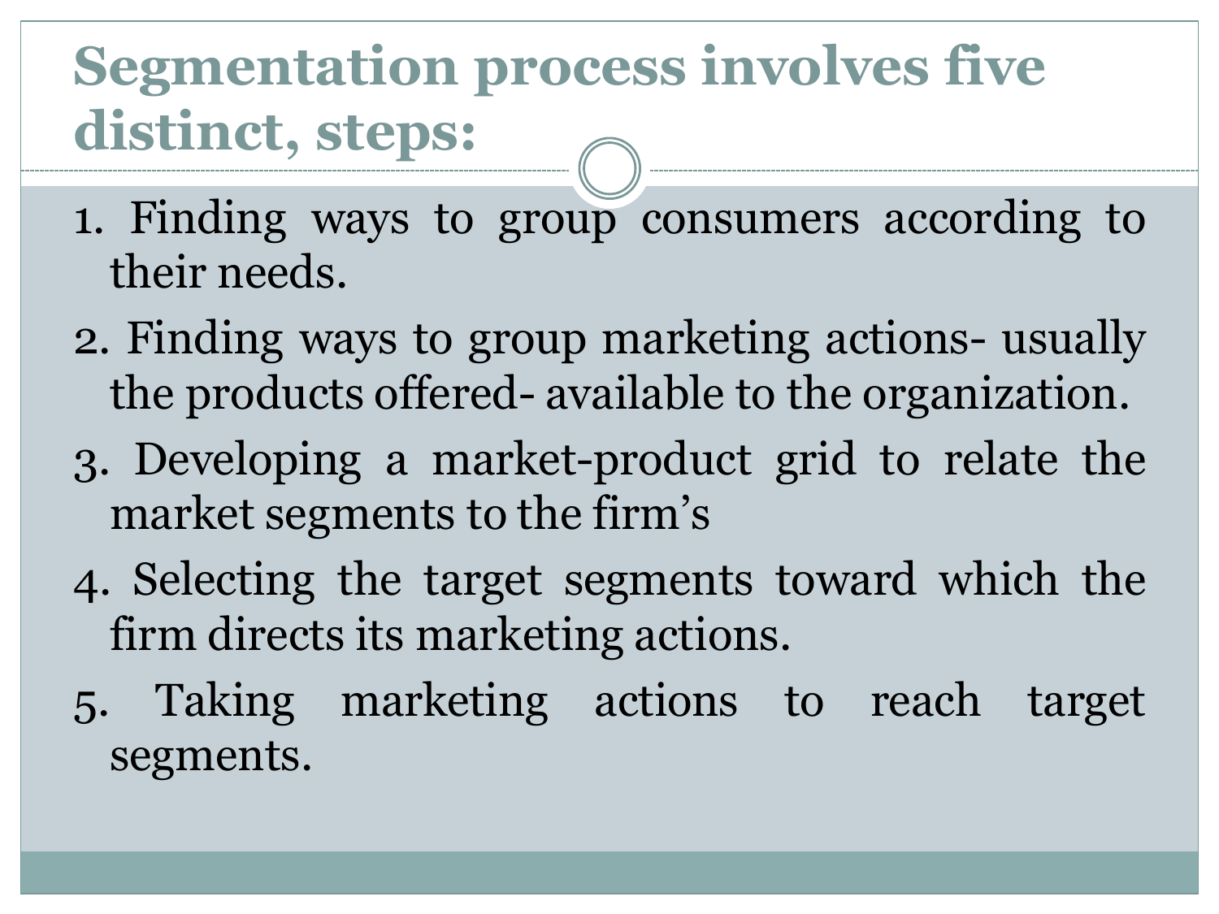# Segmentation process involves five distinct, steps:

1. Finding ways to group consumers according to their needs.
2. Finding ways to group marketing actions- usually the products offered- available to the organization.
3. Developing a market-product grid to relate the market segments to the firm's
4. Selecting the target segments toward which the firm directs its marketing actions.
5. Taking marketing actions to reach target segments.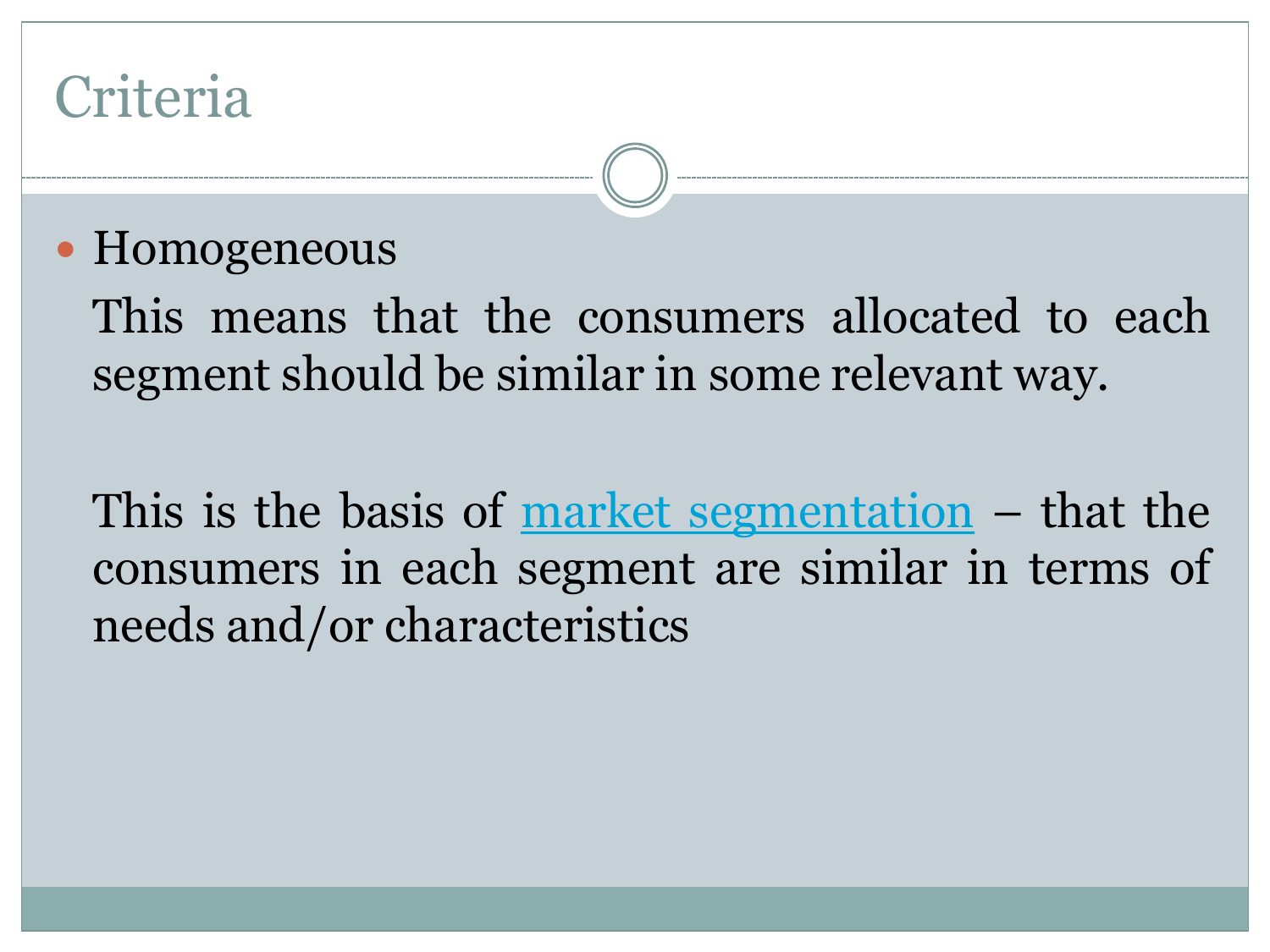# Criteria

- Homogeneous

  This means that the consumers allocated to each segment should be similar in some relevant way.

  This is the basis of market segmentation – that the consumers in each segment are similar in terms of needs and/or characteristics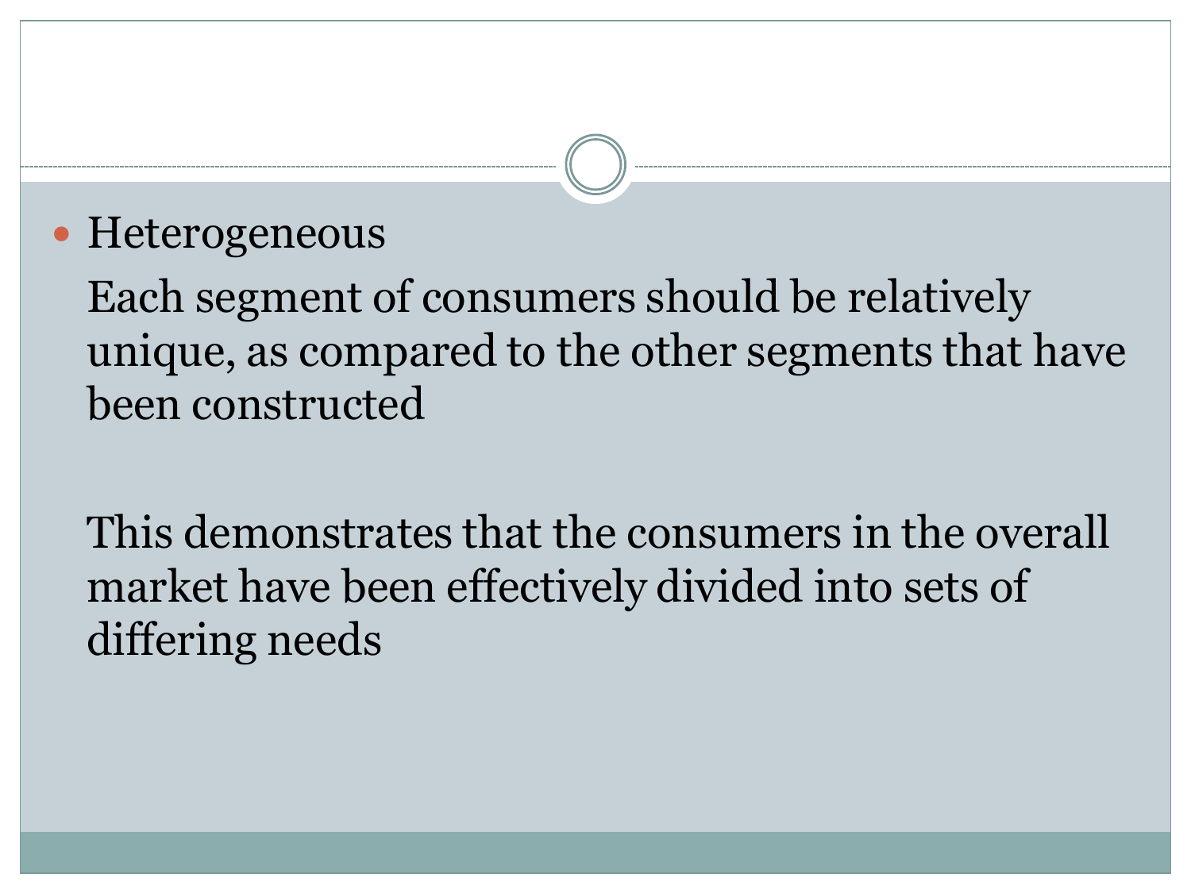- Heterogeneous

  Each segment of consumers should be relatively unique, as compared to the other segments that have been constructed

  This demonstrates that the consumers in the overall market have been effectively divided into sets of differing needs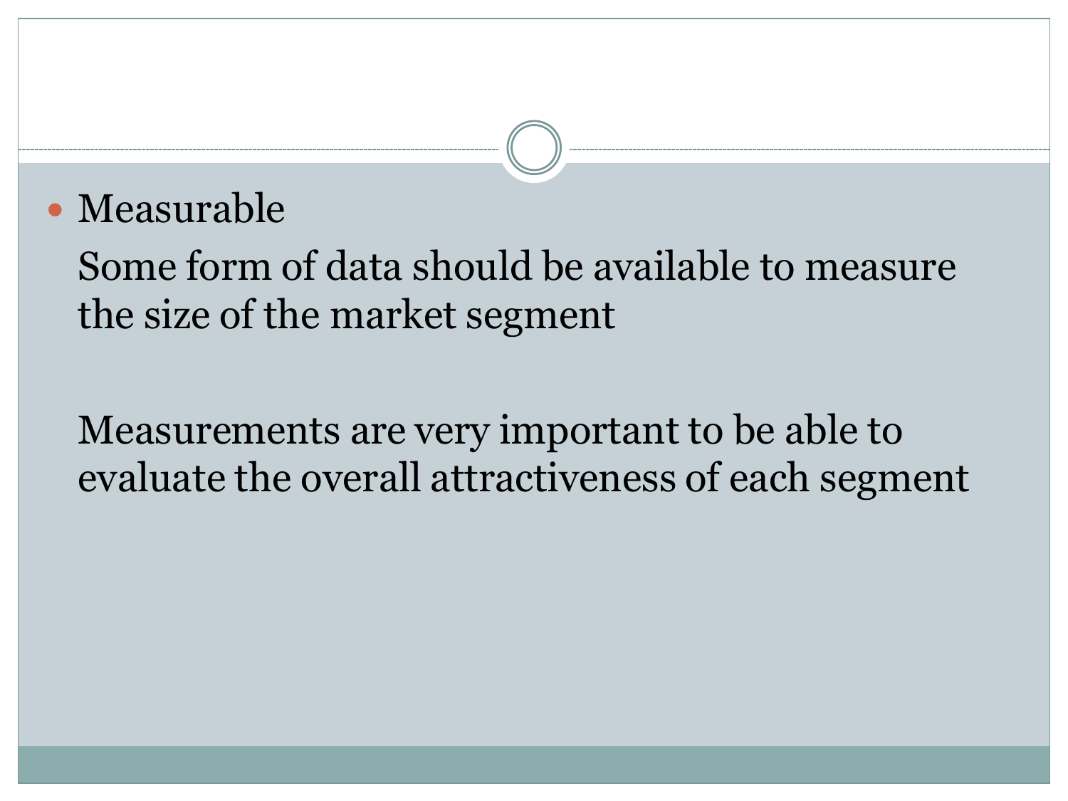- Measurable

  Some form of data should be available to measure the size of the market segment

  Measurements are very important to be able to evaluate the overall attractiveness of each segment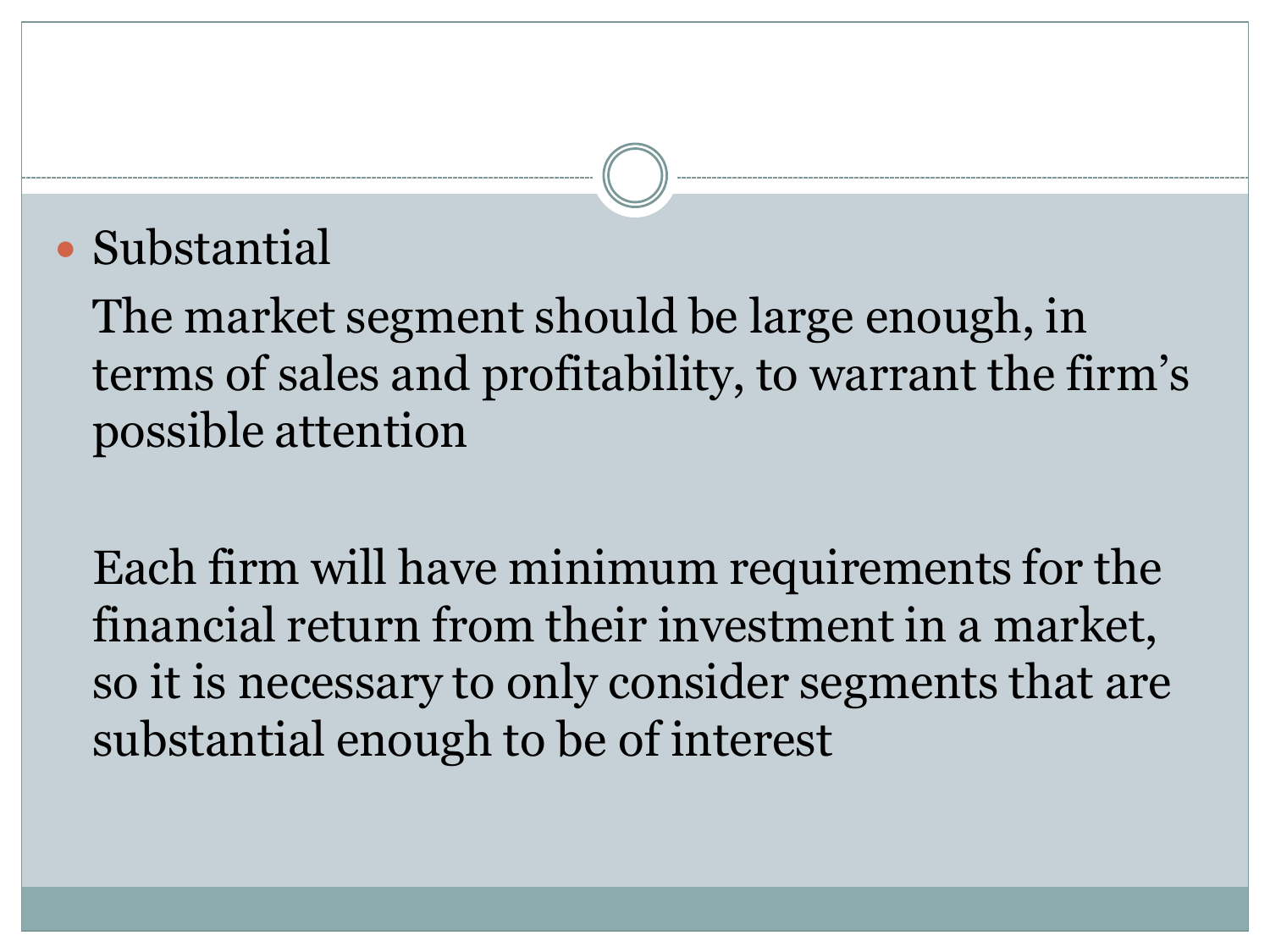- Substantial

  The market segment should be large enough, in terms of sales and profitability, to warrant the firm's possible attention

  Each firm will have minimum requirements for the financial return from their investment in a market, so it is necessary to only consider segments that are substantial enough to be of interest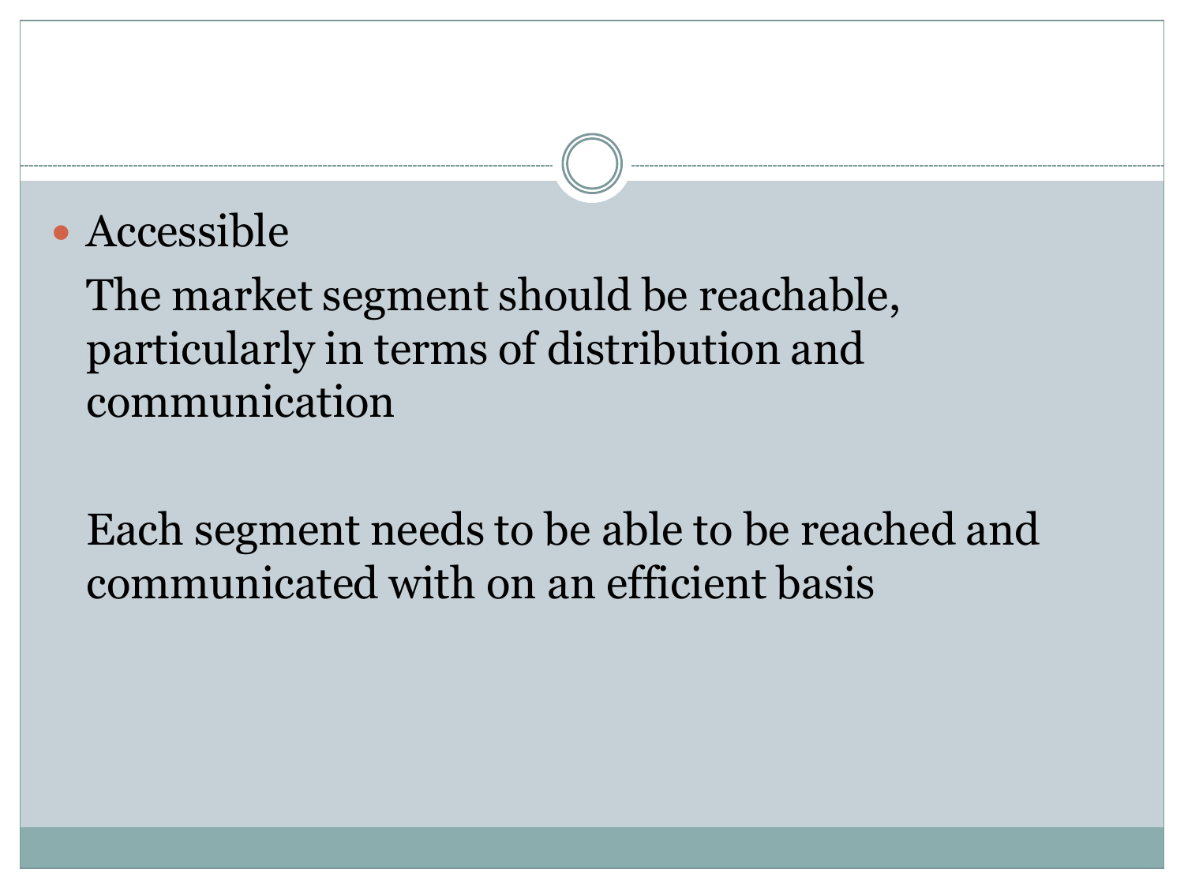- Accessible

  The market segment should be reachable, particularly in terms of distribution and communication

  Each segment needs to be able to be reached and communicated with on an efficient basis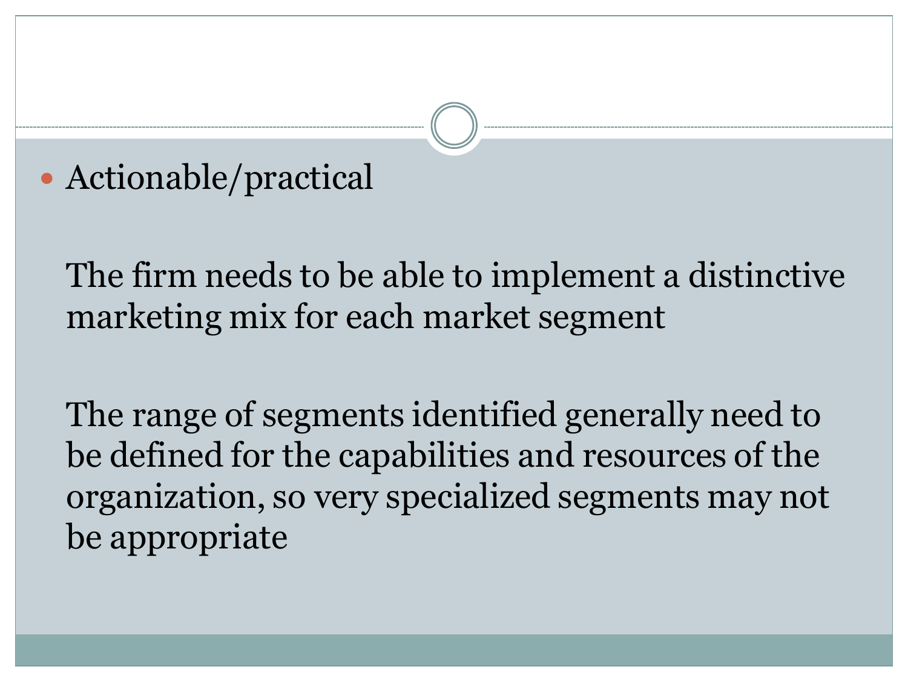- Actionable/practical

  The firm needs to be able to implement a distinctive marketing mix for each market segment

  The range of segments identified generally need to be defined for the capabilities and resources of the organization, so very specialized segments may not be appropriate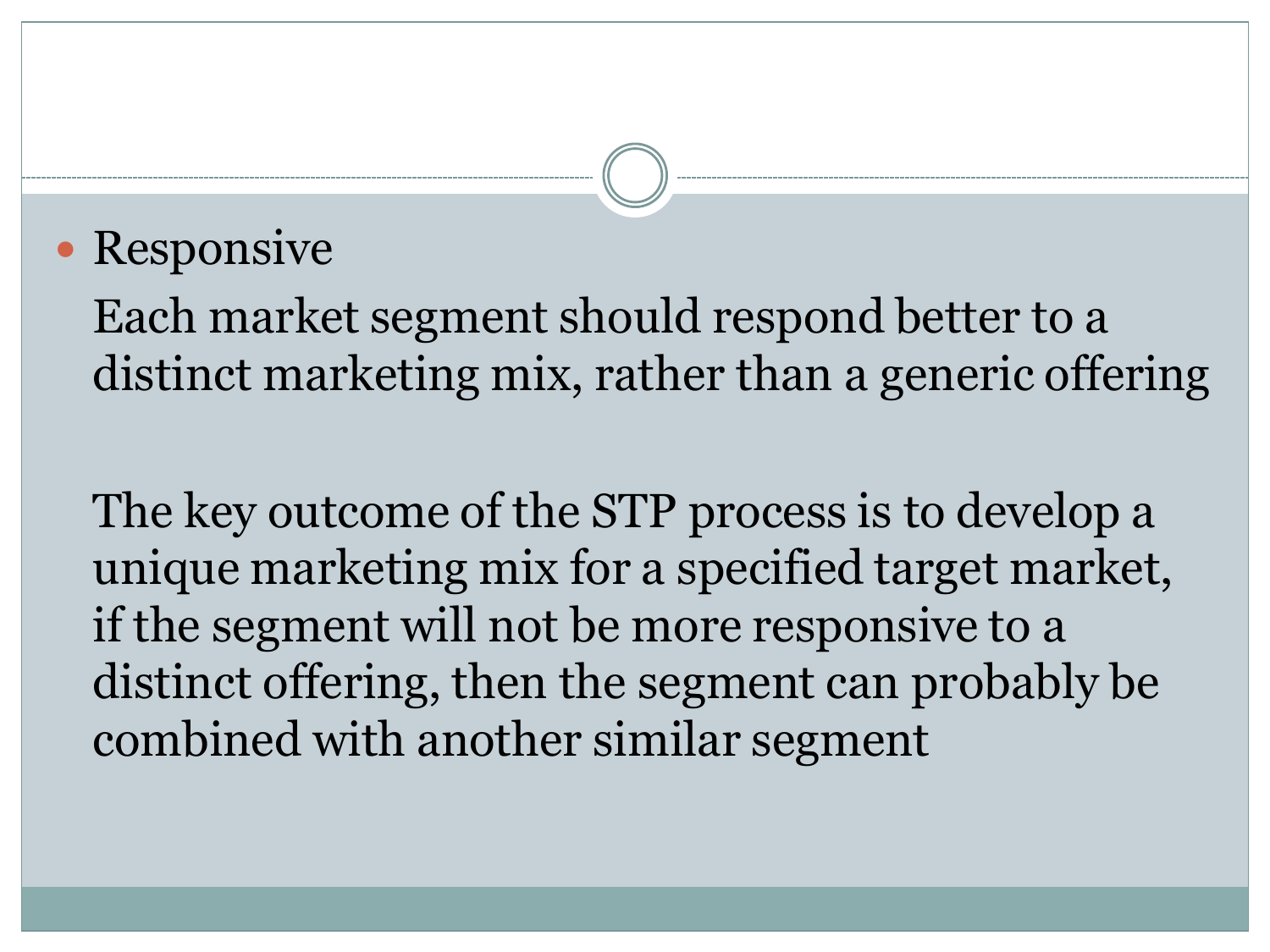- Responsive

  Each market segment should respond better to a distinct marketing mix, rather than a generic offering

  The key outcome of the STP process is to develop a unique marketing mix for a specified target market, if the segment will not be more responsive to a distinct offering, then the segment can probably be combined with another similar segment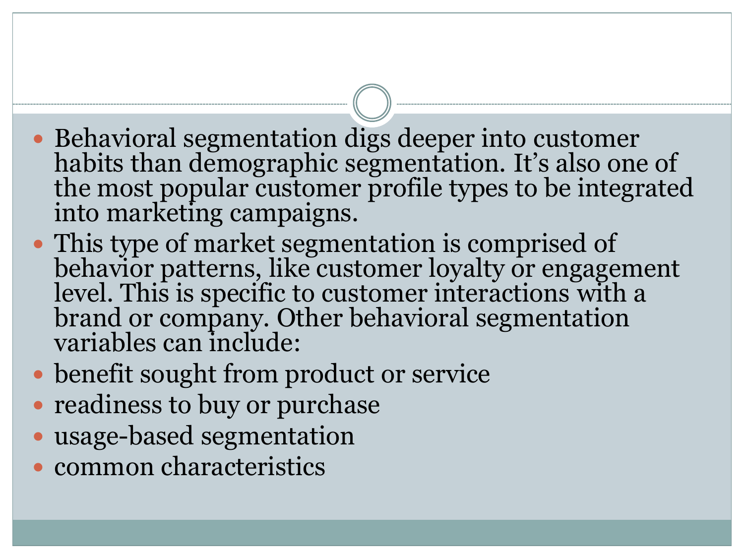- Behavioral segmentation digs deeper into customer habits than demographic segmentation. It’s also one of the most popular customer profile types to be integrated into marketing campaigns.
- This type of market segmentation is comprised of behavior patterns, like customer loyalty or engagement level. This is specific to customer interactions with a brand or company. Other behavioral segmentation variables can include:
- benefit sought from product or service
- readiness to buy or purchase
- usage-based segmentation
- common characteristics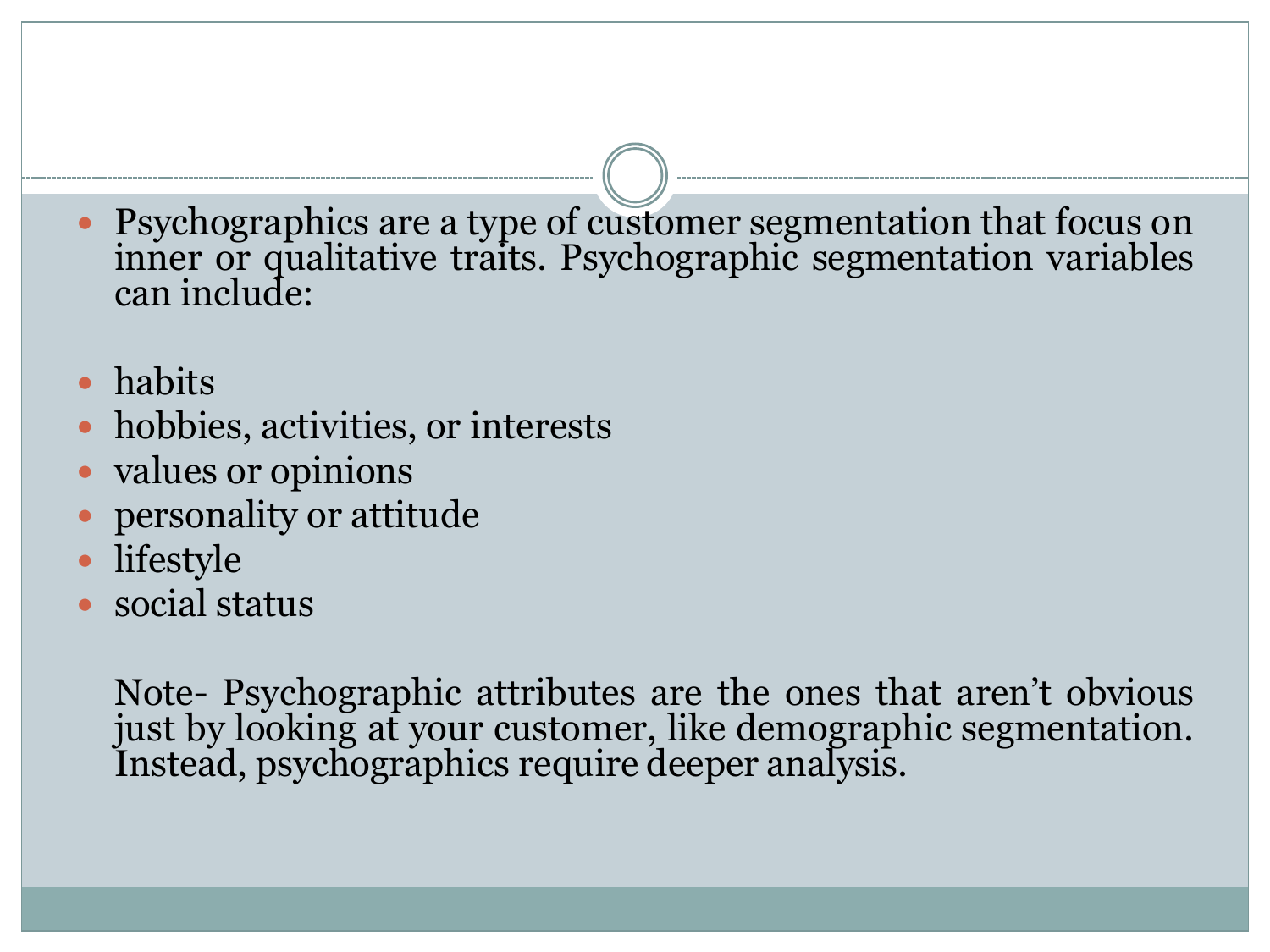- Psychographics are a type of customer segmentation that focus on inner or qualitative traits. Psychographic segmentation variables can include:

- habits
- hobbies, activities, or interests
- values or opinions
- personality or attitude
- lifestyle
- social status

Note- Psychographic attributes are the ones that aren't obvious just by looking at your customer, like demographic segmentation. Instead, psychographics require deeper analysis.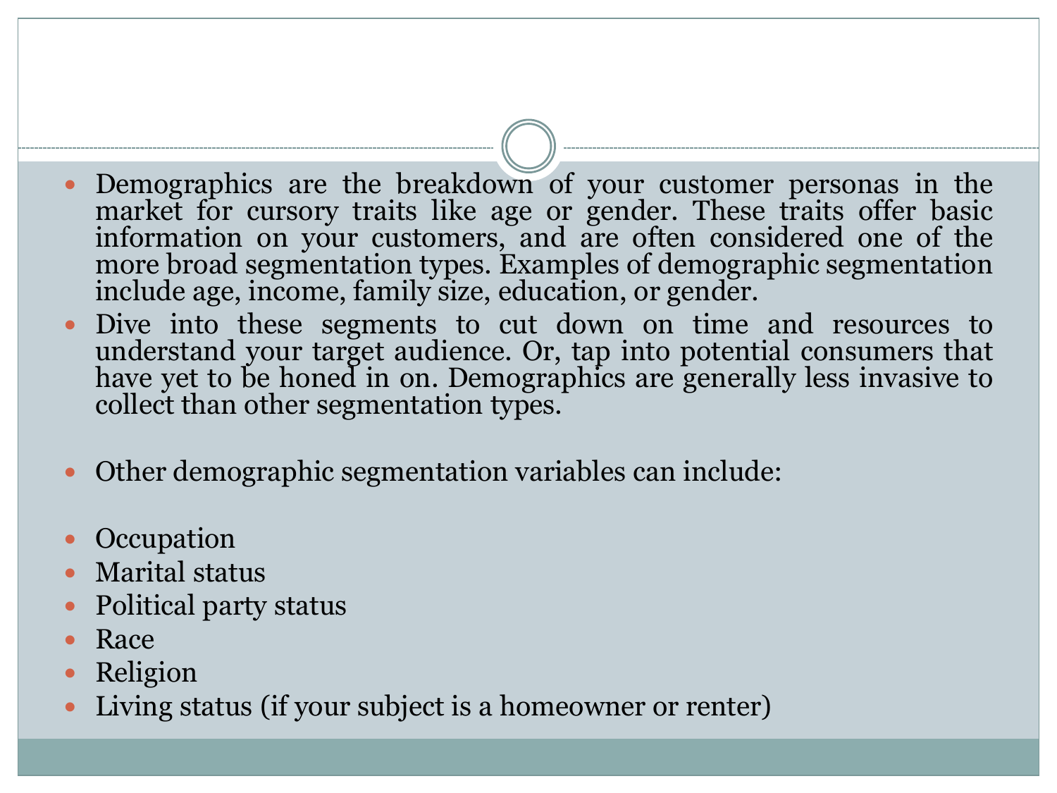- Demographics are the breakdown of your customer personas in the market for cursory traits like age or gender. These traits offer basic information on your customers, and are often considered one of the more broad segmentation types. Examples of demographic segmentation include age, income, family size, education, or gender.
- Dive into these segments to cut down on time and resources to understand your target audience. Or, tap into potential consumers that have yet to be honed in on. Demographics are generally less invasive to collect than other segmentation types.

- Other demographic segmentation variables can include:

- Occupation
- Marital status
- Political party status
- Race
- Religion
- Living status (if your subject is a homeowner or renter)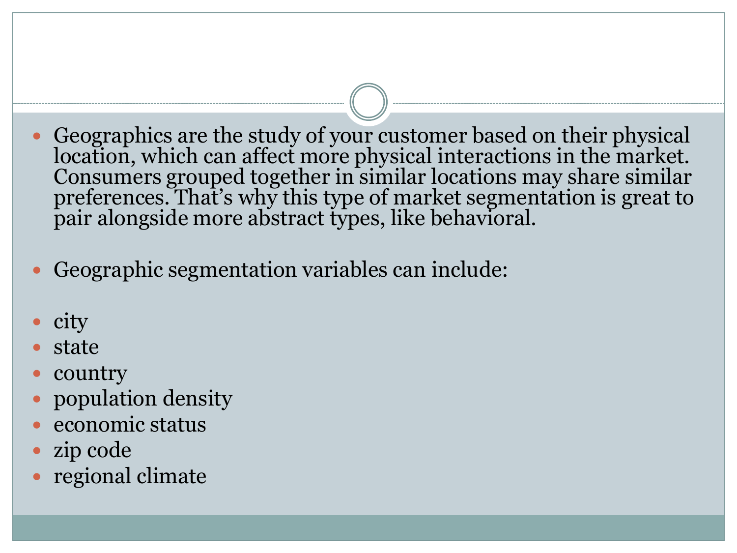- Geographics are the study of your customer based on their physical location, which can affect more physical interactions in the market. Consumers grouped together in similar locations may share similar preferences. That's why this type of market segmentation is great to pair alongside more abstract types, like behavioral.

- Geographic segmentation variables can include:

- city
- state
- country
- population density
- economic status
- zip code
- regional climate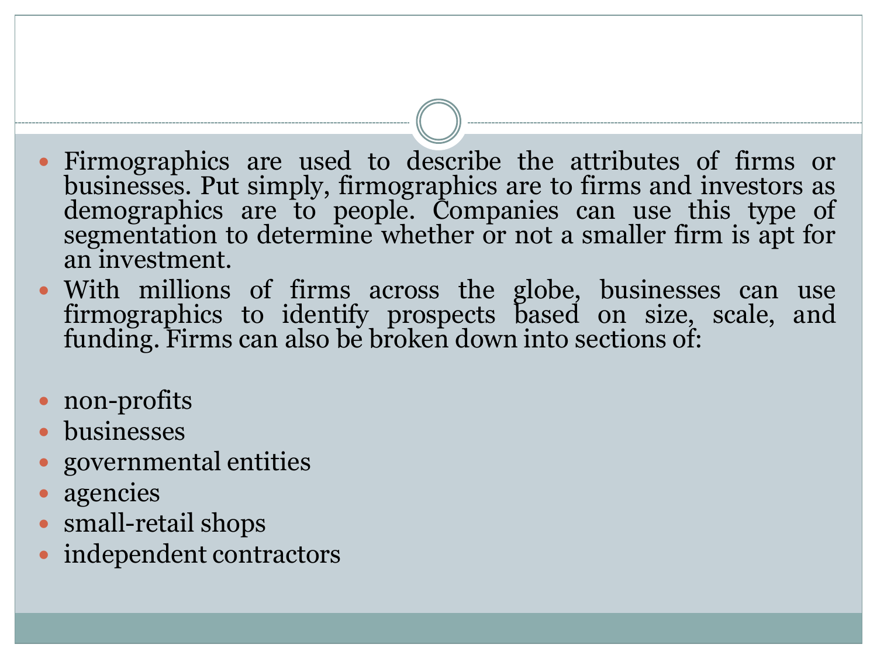- Firmographics are used to describe the attributes of firms or businesses. Put simply, firmographics are to firms and investors as demographics are to people. Companies can use this type of segmentation to determine whether or not a smaller firm is apt for an investment.
- With millions of firms across the globe, businesses can use firmographics to identify prospects based on size, scale, and funding. Firms can also be broken down into sections of:

- non-profits
- businesses
- governmental entities
- agencies
- small-retail shops
- independent contractors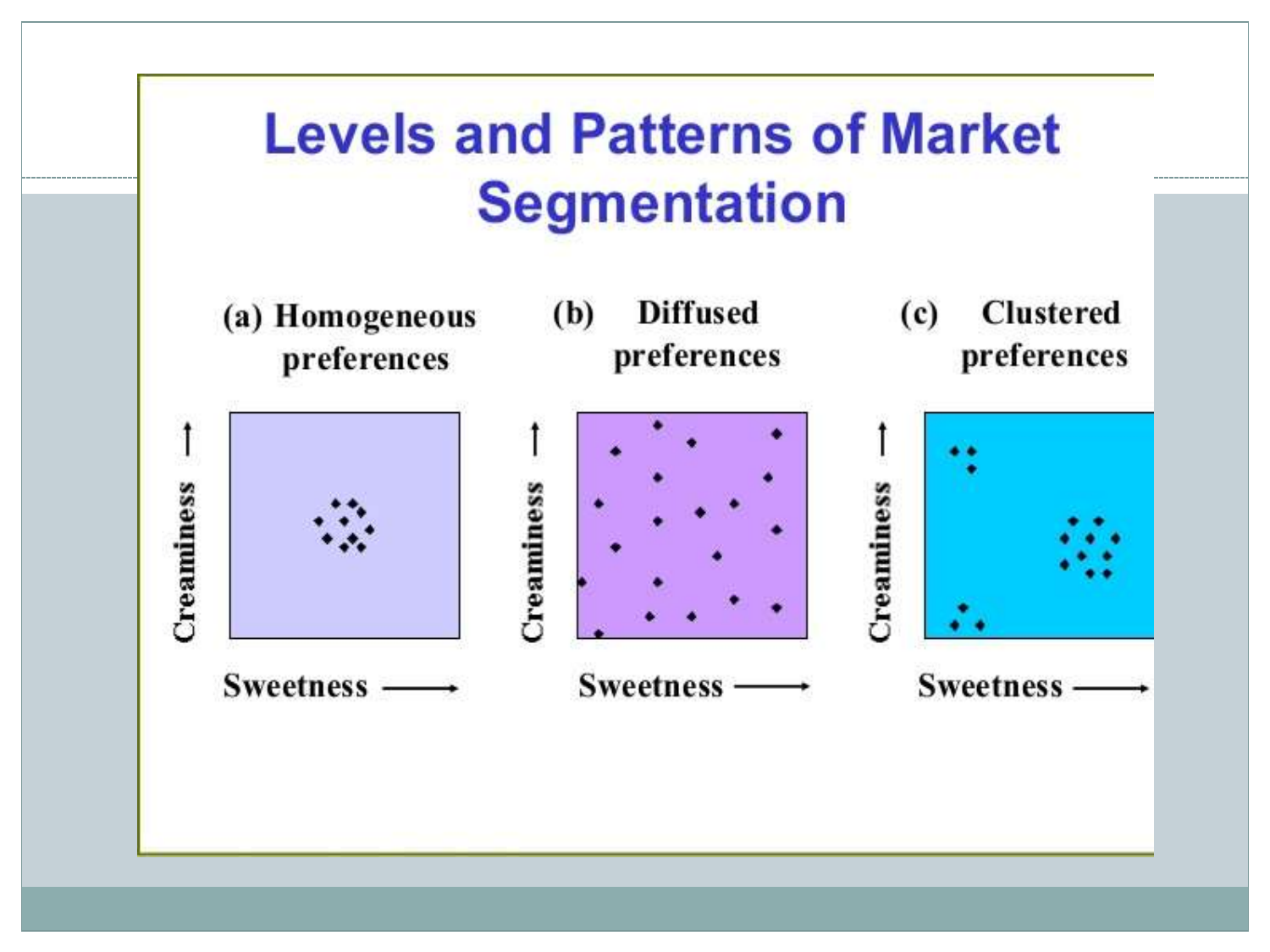# Levels and Patterns of Market Segmentation

(a) Homogeneous preferences

(b) Diffused preferences

(c) Clustered preferences

Creaminess

Sweetness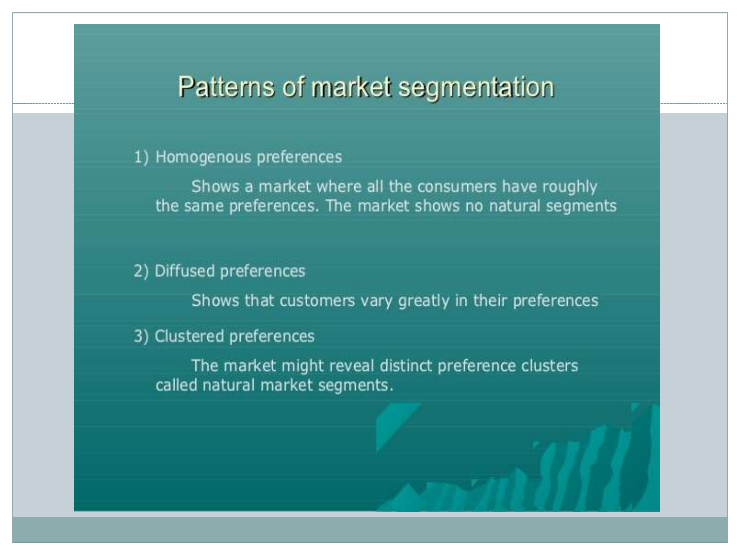# Patterns of market segmentation

1) Homogenous preferences

   Shows a market where all the consumers have roughly the same preferences. The market shows no natural segments

2) Diffused preferences

   Shows that customers vary greatly in their preferences

3) Clustered preferences

   The market might reveal distinct preference clusters called natural market segments.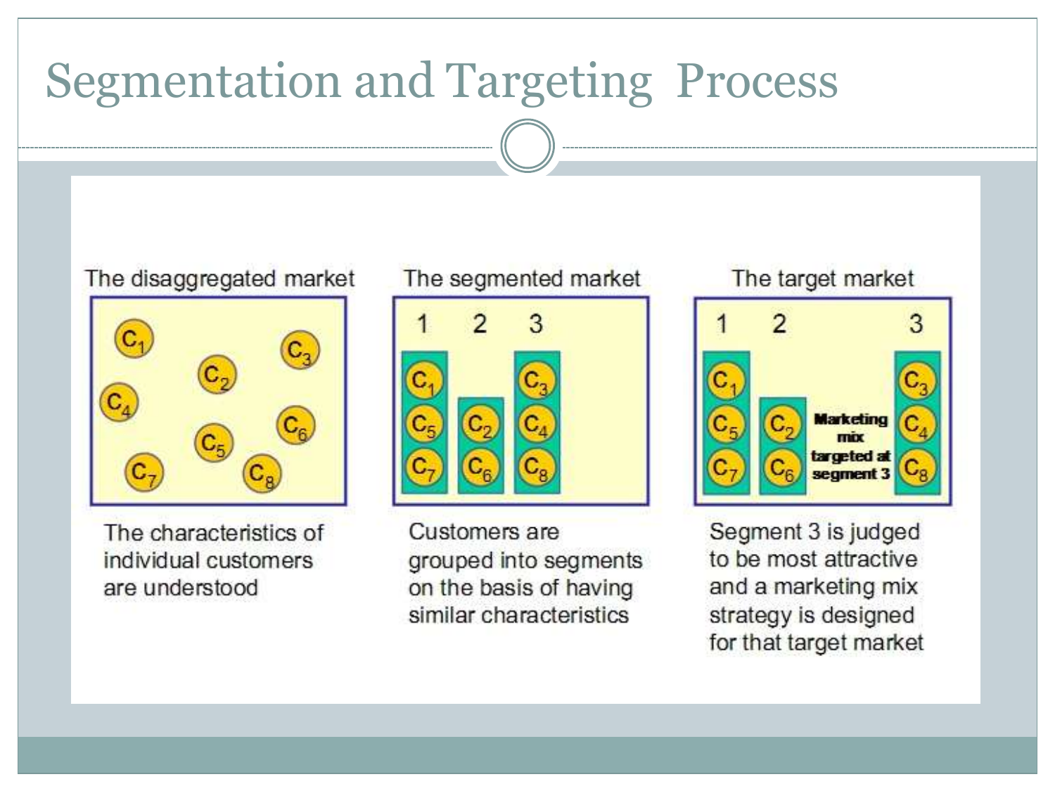# Segmentation and Targeting Process

**The disaggregated market**

$C_1$, $C_2$, $C_3$, $C_4$, $C_5$, $C_6$, $C_7$, $C_8$

The characteristics of individual customers are understood

**The segmented market**

| 1 | 2 | 3 |
|---|---|---|
| $C_1$ | $C_2$ | $C_3$ |
| $C_5$ | $C_6$ | $C_4$ |
| $C_7$ | | $C_8$ |

Customers are grouped into segments on the basis of having similar characteristics

**The target market**

| 1 | 2 | 3 |
|---|---|---|
| $C_1$ | $C_2$ | $C_3$ |
| $C_5$ | $C_6$ | $C_4$ |
| $C_7$ | | $C_8$ |

**Marketing mix targeted at segment 3**

Segment 3 is judged to be most attractive and a marketing mix strategy is designed for that target market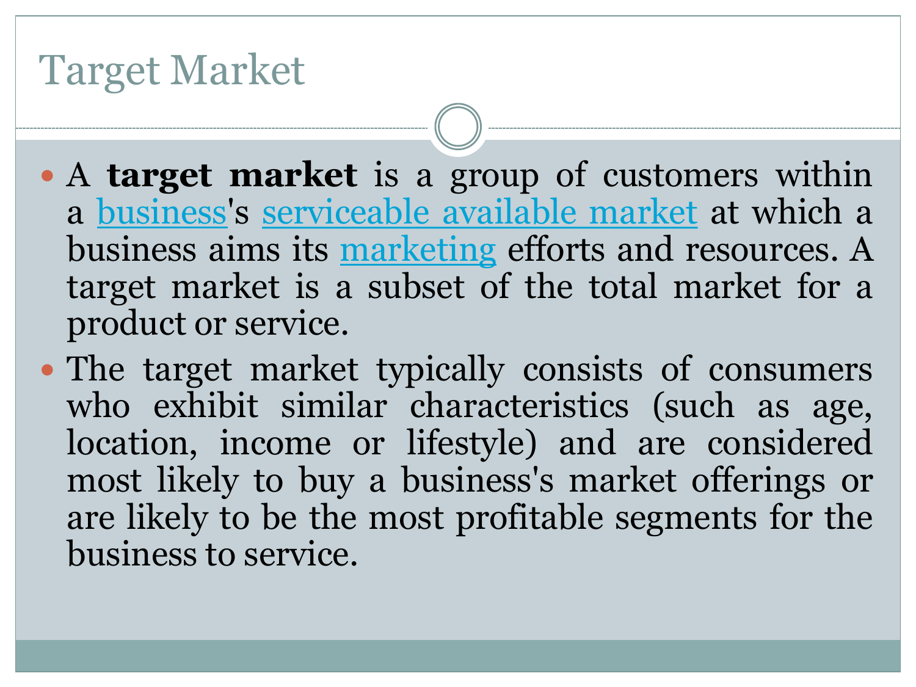# Target Market

- A **target market** is a group of customers within a business's serviceable available market at which a business aims its marketing efforts and resources. A target market is a subset of the total market for a product or service.
- The target market typically consists of consumers who exhibit similar characteristics (such as age, location, income or lifestyle) and are considered most likely to buy a business's market offerings or are likely to be the most profitable segments for the business to service.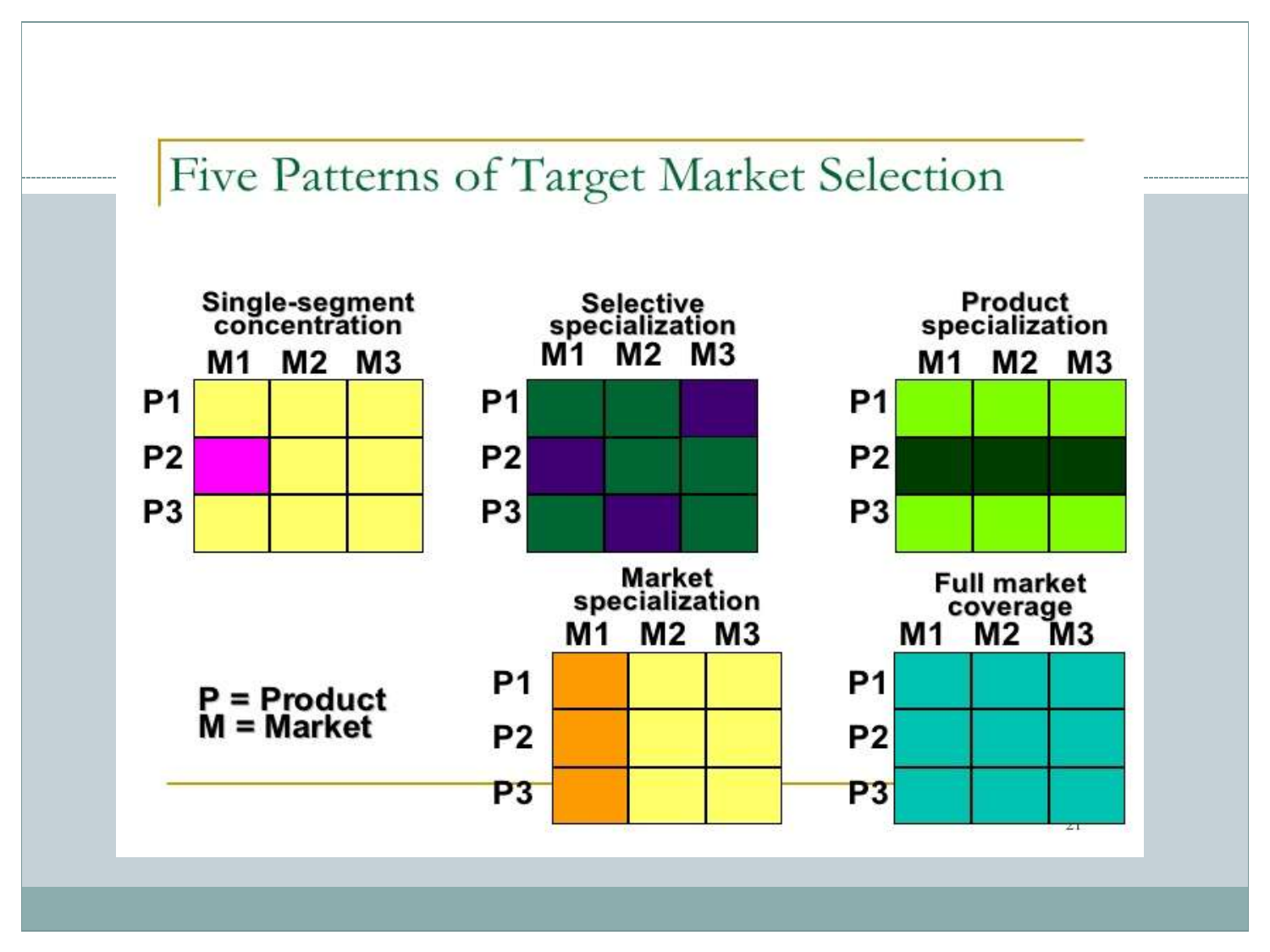# Five Patterns of Target Market Selection

**Single-segment concentration**

| | M1 | M2 | M3 |
|---|---|---|---|
| P1 | | | |
| P2 | | | |
| P3 | | | |

**Selective specialization**

| | M1 | M2 | M3 |
|---|---|---|---|
| P1 | | | |
| P2 | | | |
| P3 | | | |

**Product specialization**

| | M1 | M2 | M3 |
|---|---|---|---|
| P1 | | | |
| P2 | | | |
| P3 | | | |

**Market specialization**

| | M1 | M2 | M3 |
|---|---|---|---|
| P1 | | | |
| P2 | | | |
| P3 | | | |

**Full market coverage**

| | M1 | M2 | M3 |
|---|---|---|---|
| P1 | | | |
| P2 | | | |
| P3 | | | |

P = Product
M = Market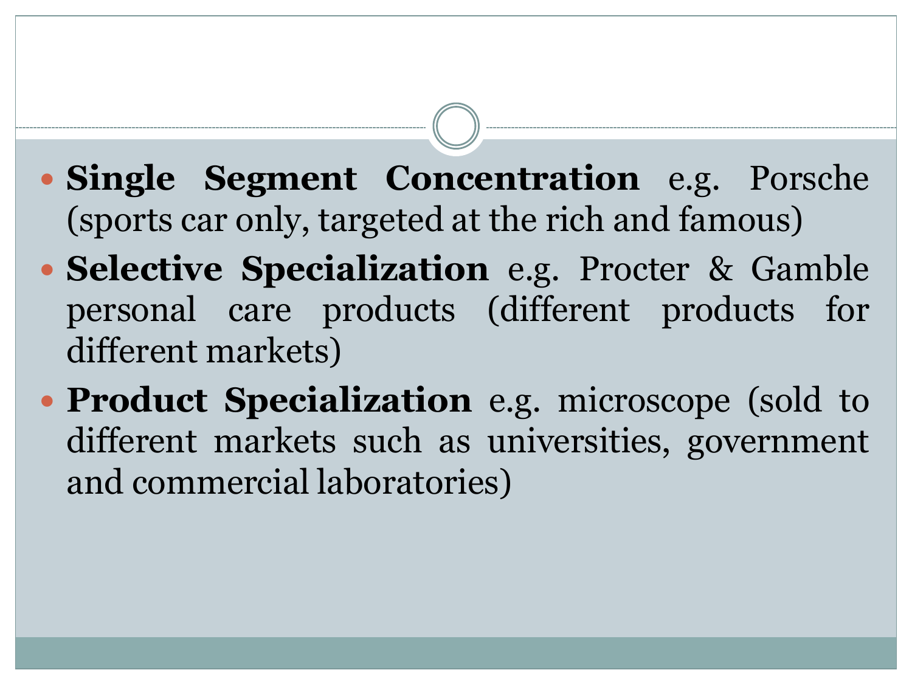- **Single Segment Concentration** e.g. Porsche (sports car only, targeted at the rich and famous)
- **Selective Specialization** e.g. Procter & Gamble personal care products (different products for different markets)
- **Product Specialization** e.g. microscope (sold to different markets such as universities, government and commercial laboratories)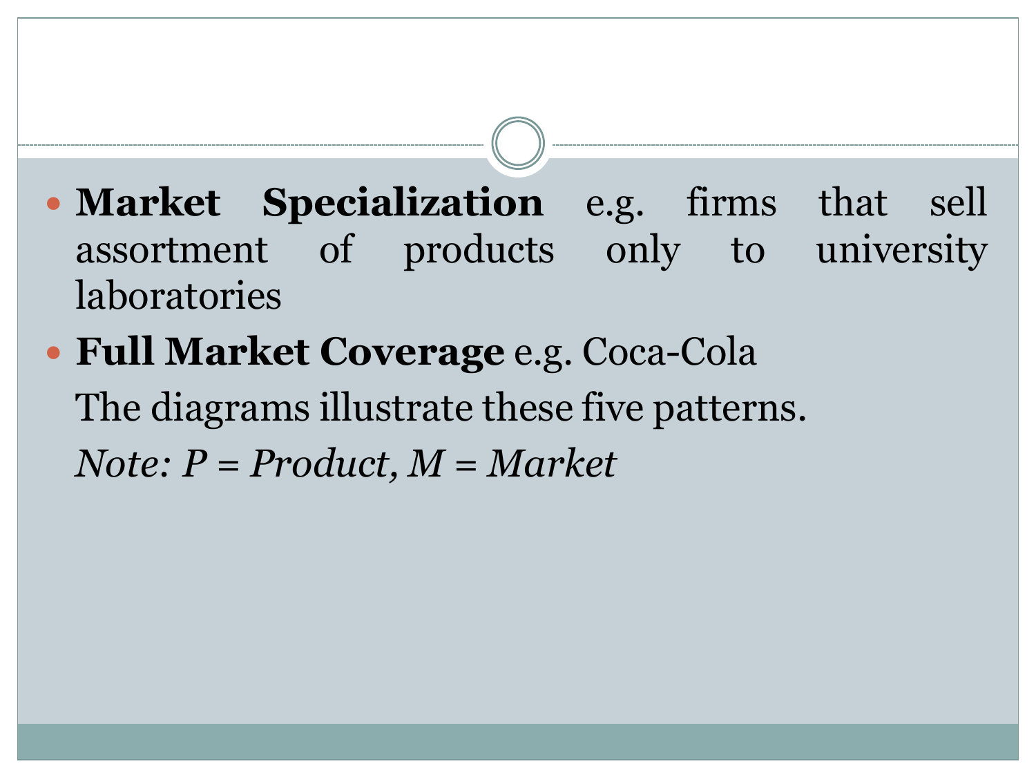- **Market Specialization** e.g. firms that sell assortment of products only to university laboratories
- **Full Market Coverage** e.g. Coca-Cola

  The diagrams illustrate these five patterns.

  *Note: P = Product, M = Market*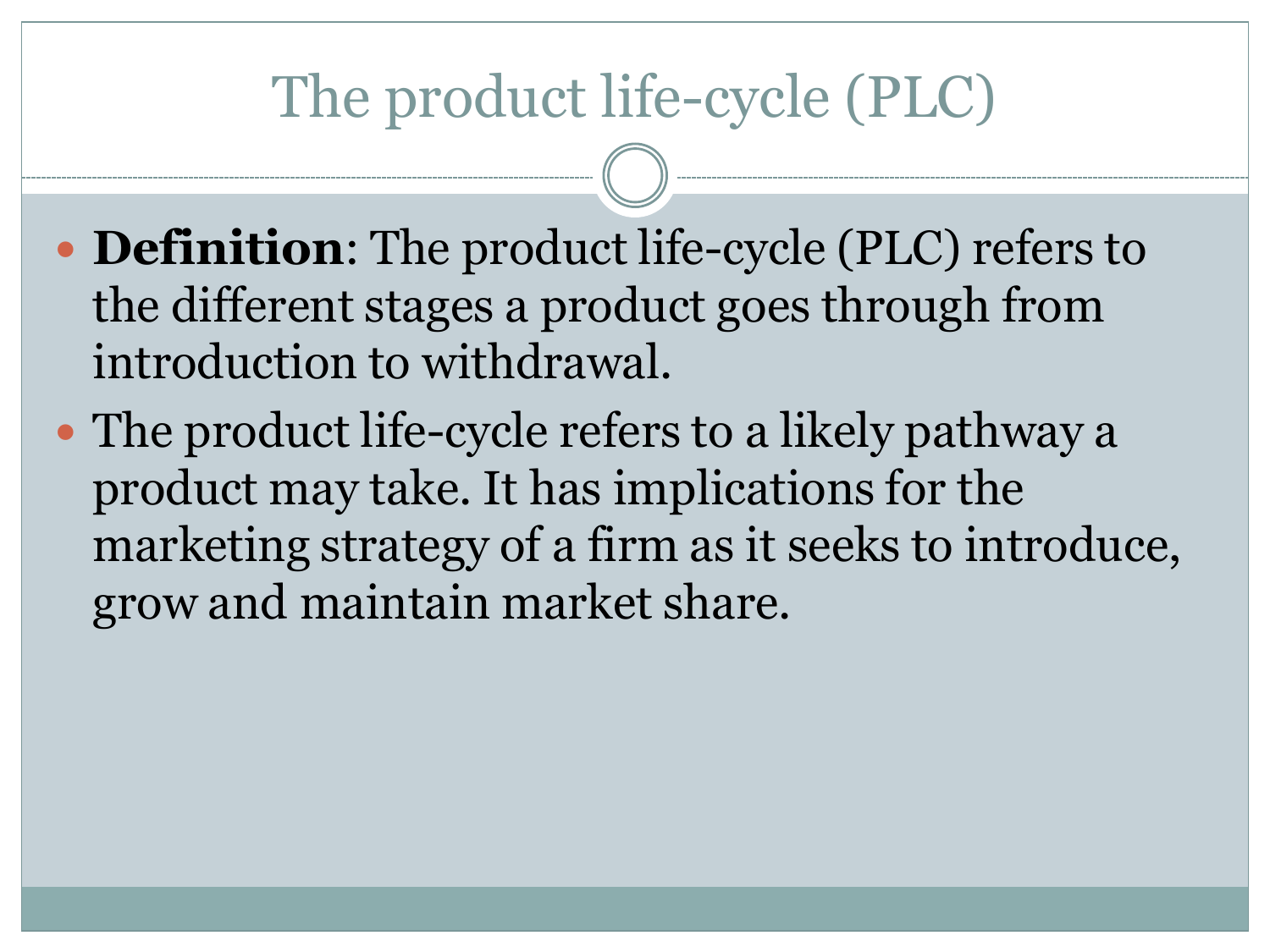# The product life-cycle (PLC)

- **Definition**: The product life-cycle (PLC) refers to the different stages a product goes through from introduction to withdrawal.
- The product life-cycle refers to a likely pathway a product may take. It has implications for the marketing strategy of a firm as it seeks to introduce, grow and maintain market share.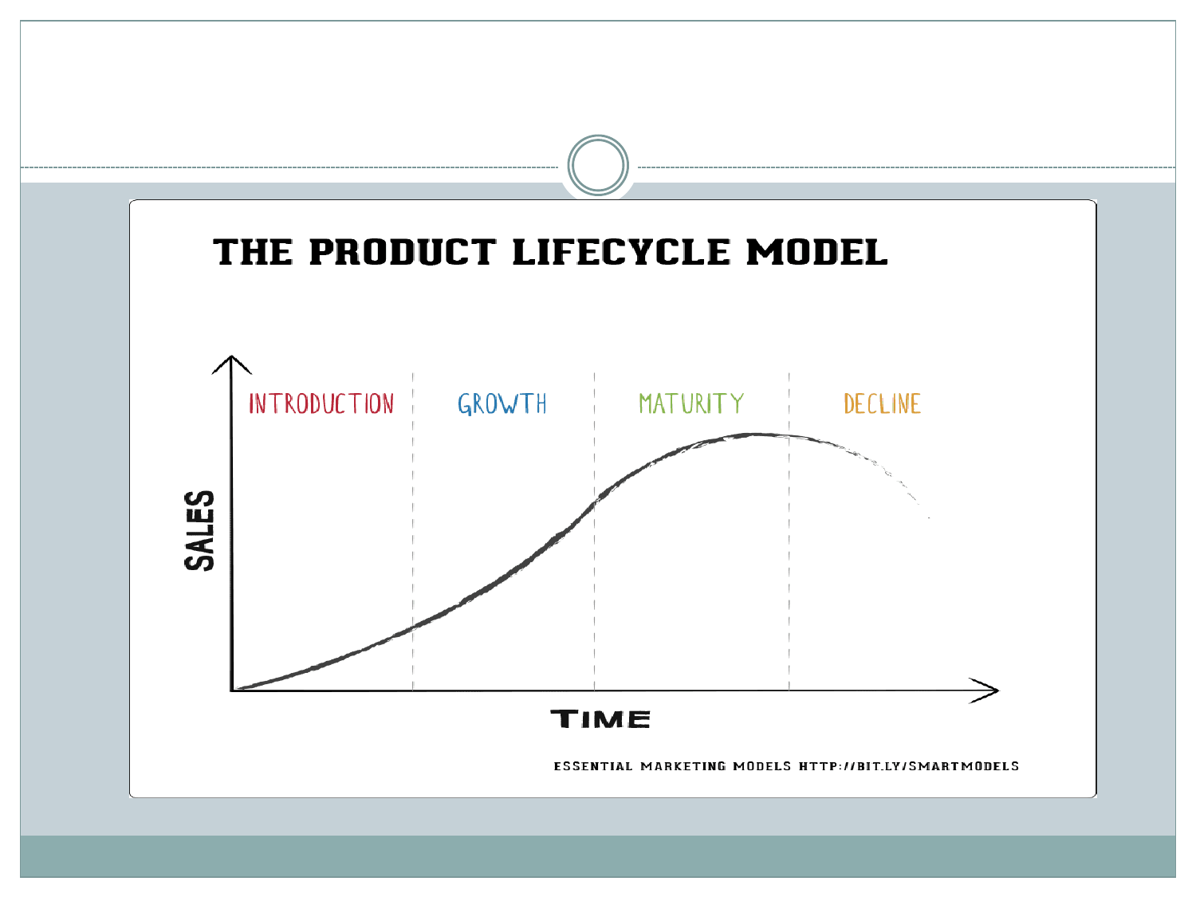# THE PRODUCT LIFECYCLE MODEL

INTRODUCTION | GROWTH | MATURITY | DECLINE

SALES

TIME

ESSENTIAL MARKETING MODELS HTTP://BIT.LY/SMARTMODELS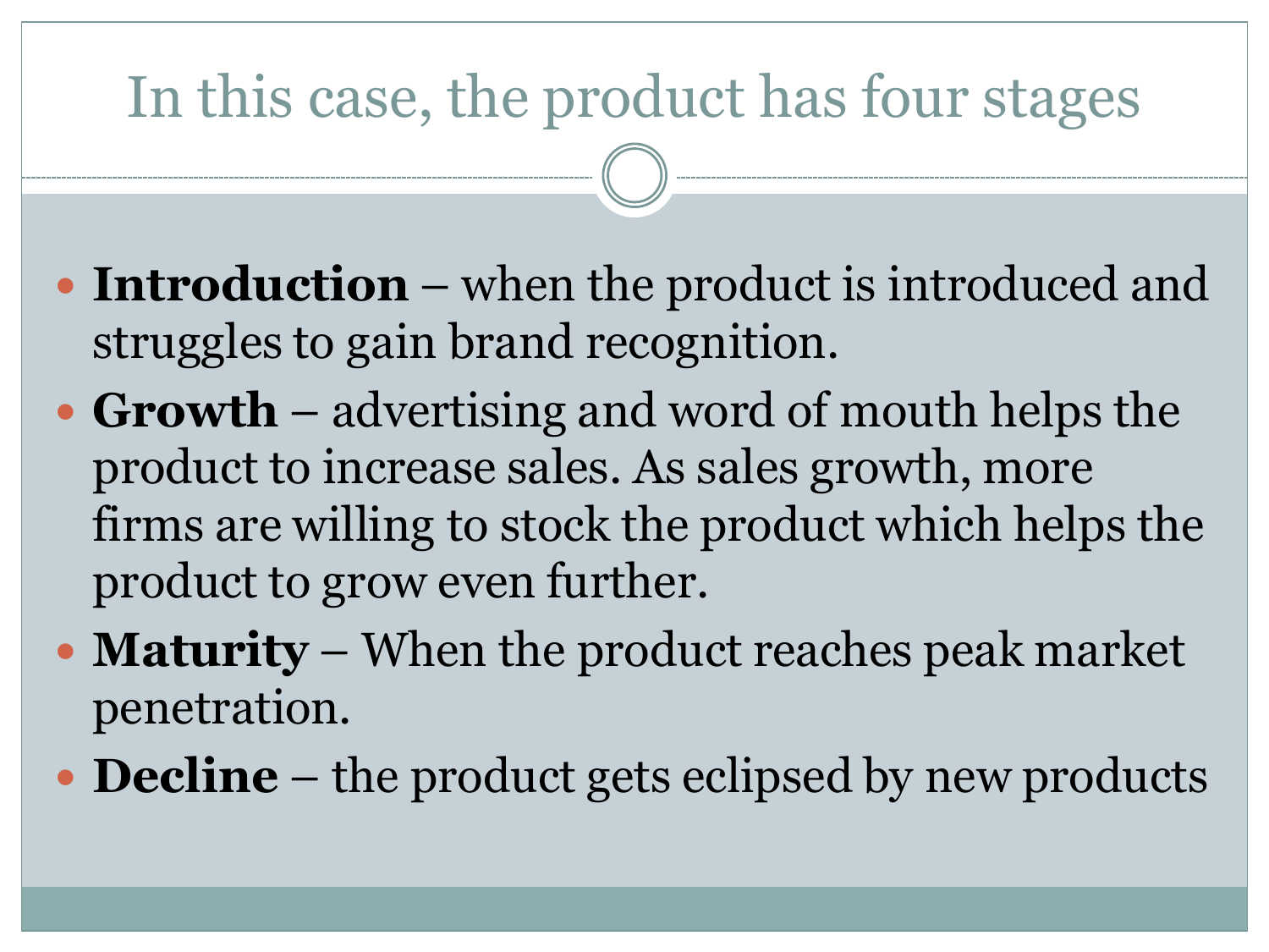# In this case, the product has four stages

- **Introduction** – when the product is introduced and struggles to gain brand recognition.
- **Growth** – advertising and word of mouth helps the product to increase sales. As sales growth, more firms are willing to stock the product which helps the product to grow even further.
- **Maturity** – When the product reaches peak market penetration.
- **Decline** – the product gets eclipsed by new products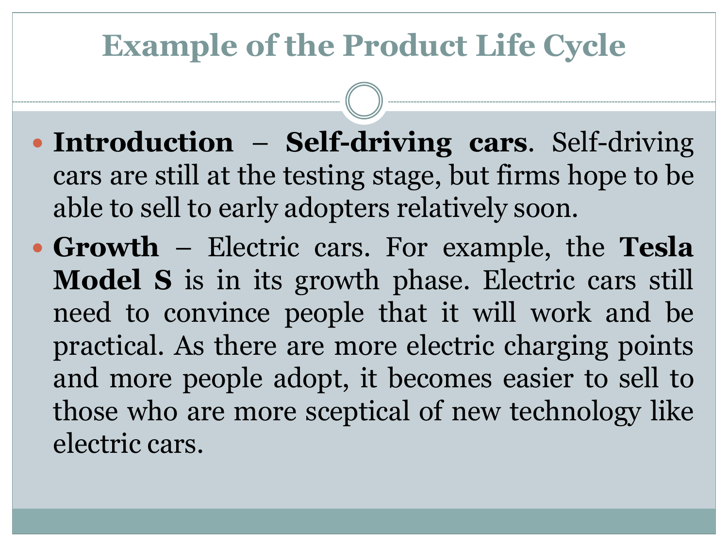# Example of the Product Life Cycle

- **Introduction – Self-driving cars**. Self-driving cars are still at the testing stage, but firms hope to be able to sell to early adopters relatively soon.
- **Growth** – Electric cars. For example, the **Tesla Model S** is in its growth phase. Electric cars still need to convince people that it will work and be practical. As there are more electric charging points and more people adopt, it becomes easier to sell to those who are more sceptical of new technology like electric cars.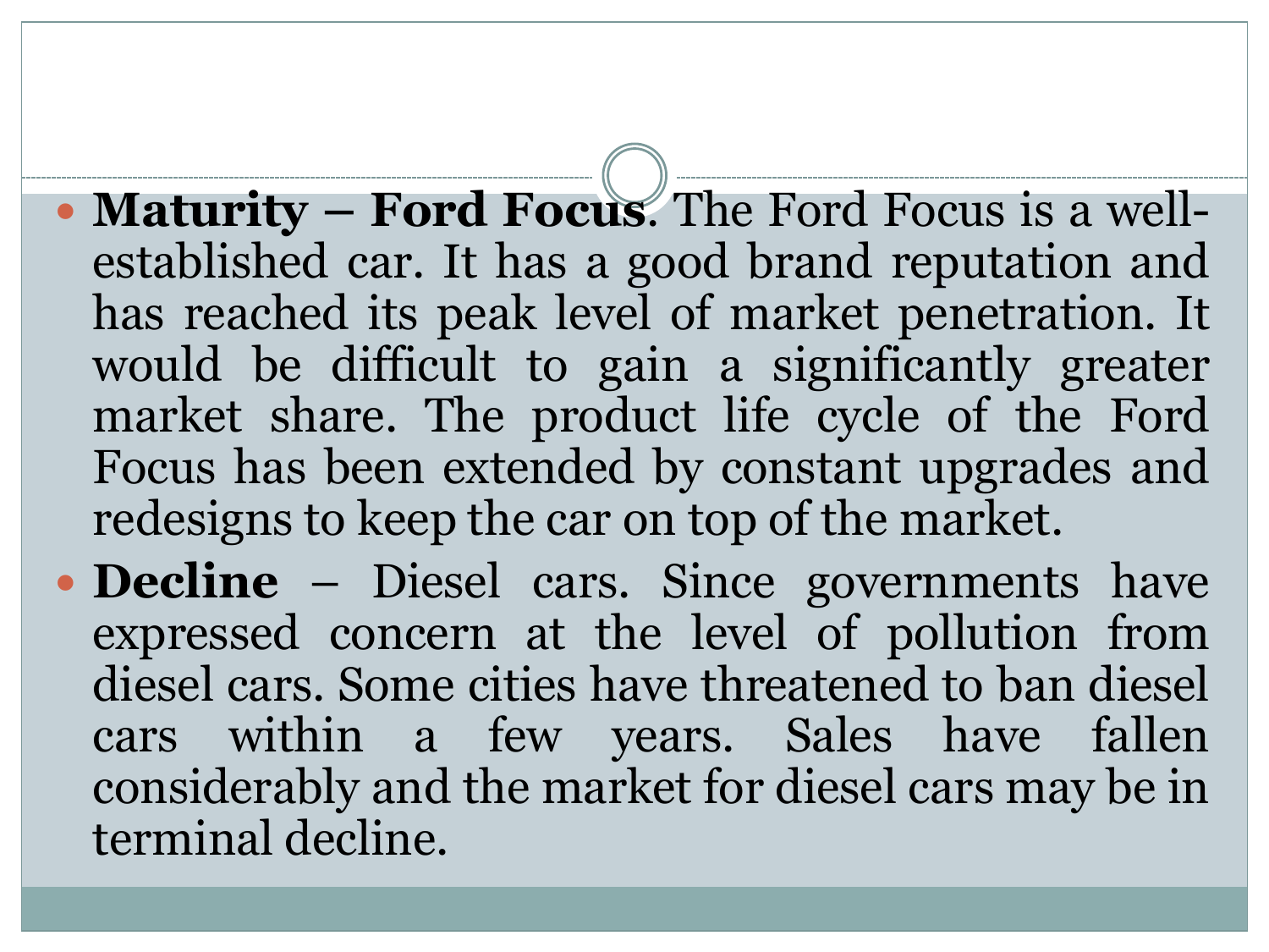- **Maturity – Ford Focus**. The Ford Focus is a well-established car. It has a good brand reputation and has reached its peak level of market penetration. It would be difficult to gain a significantly greater market share. The product life cycle of the Ford Focus has been extended by constant upgrades and redesigns to keep the car on top of the market.
- **Decline** – Diesel cars. Since governments have expressed concern at the level of pollution from diesel cars. Some cities have threatened to ban diesel cars within a few years. Sales have fallen considerably and the market for diesel cars may be in terminal decline.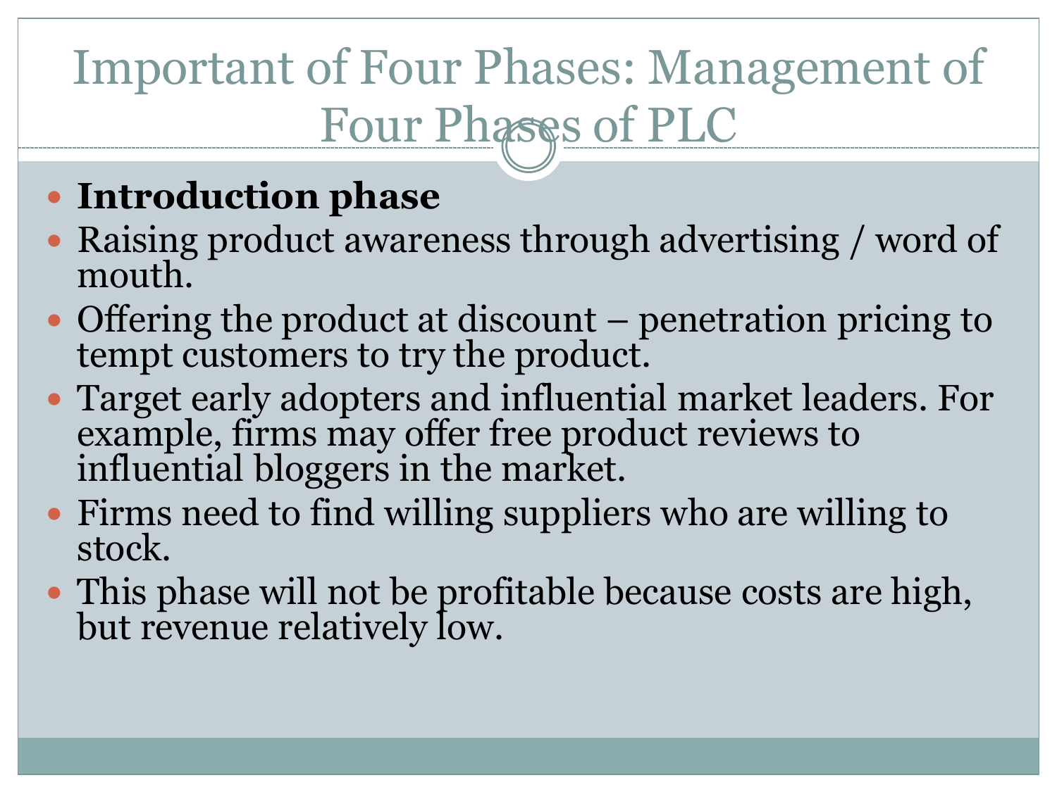# Important of Four Phases: Management of Four Phases of PLC

- **Introduction phase**
- Raising product awareness through advertising / word of mouth.
- Offering the product at discount – penetration pricing to tempt customers to try the product.
- Target early adopters and influential market leaders. For example, firms may offer free product reviews to influential bloggers in the market.
- Firms need to find willing suppliers who are willing to stock.
- This phase will not be profitable because costs are high, but revenue relatively low.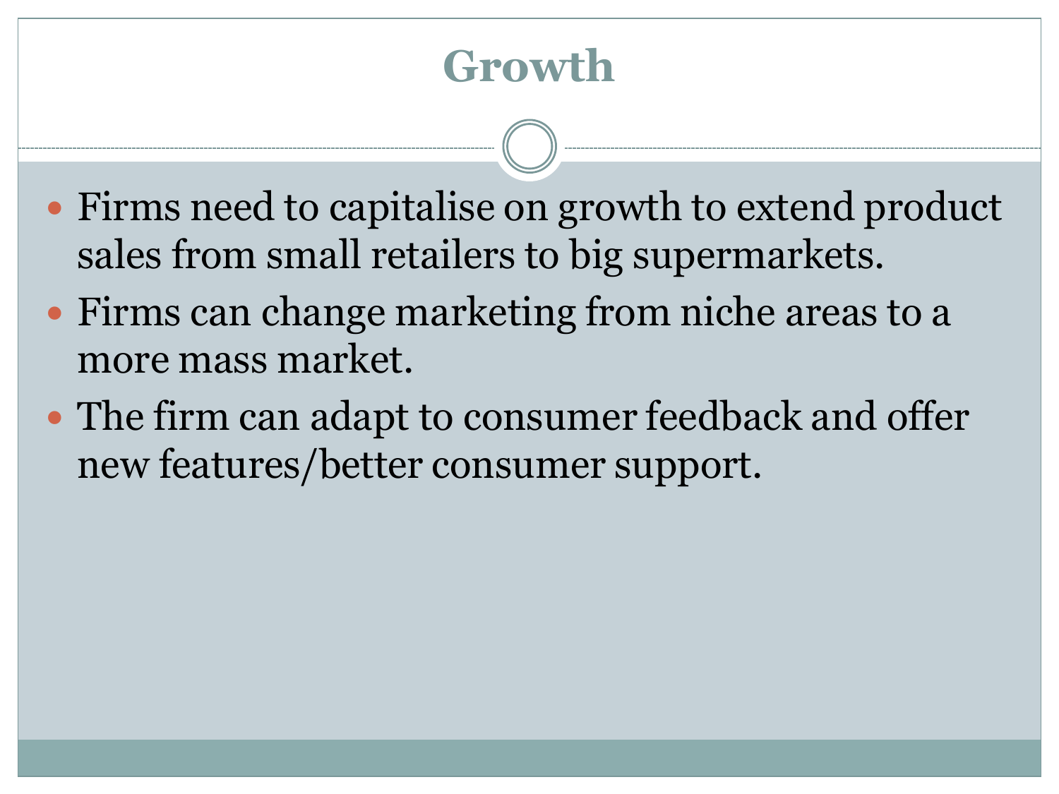# Growth

- Firms need to capitalise on growth to extend product sales from small retailers to big supermarkets.
- Firms can change marketing from niche areas to a more mass market.
- The firm can adapt to consumer feedback and offer new features/better consumer support.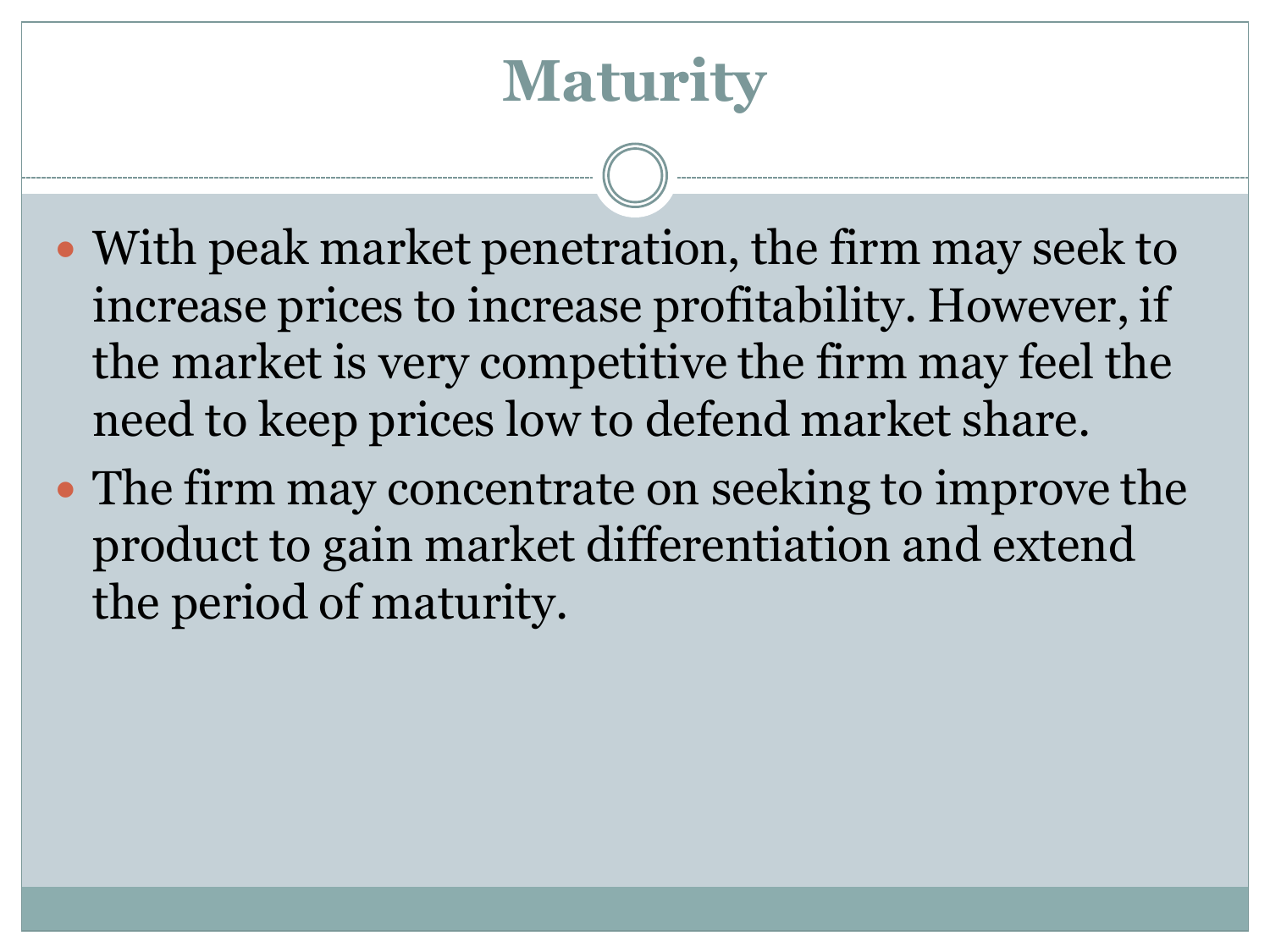# Maturity

- With peak market penetration, the firm may seek to increase prices to increase profitability. However, if the market is very competitive the firm may feel the need to keep prices low to defend market share.
- The firm may concentrate on seeking to improve the product to gain market differentiation and extend the period of maturity.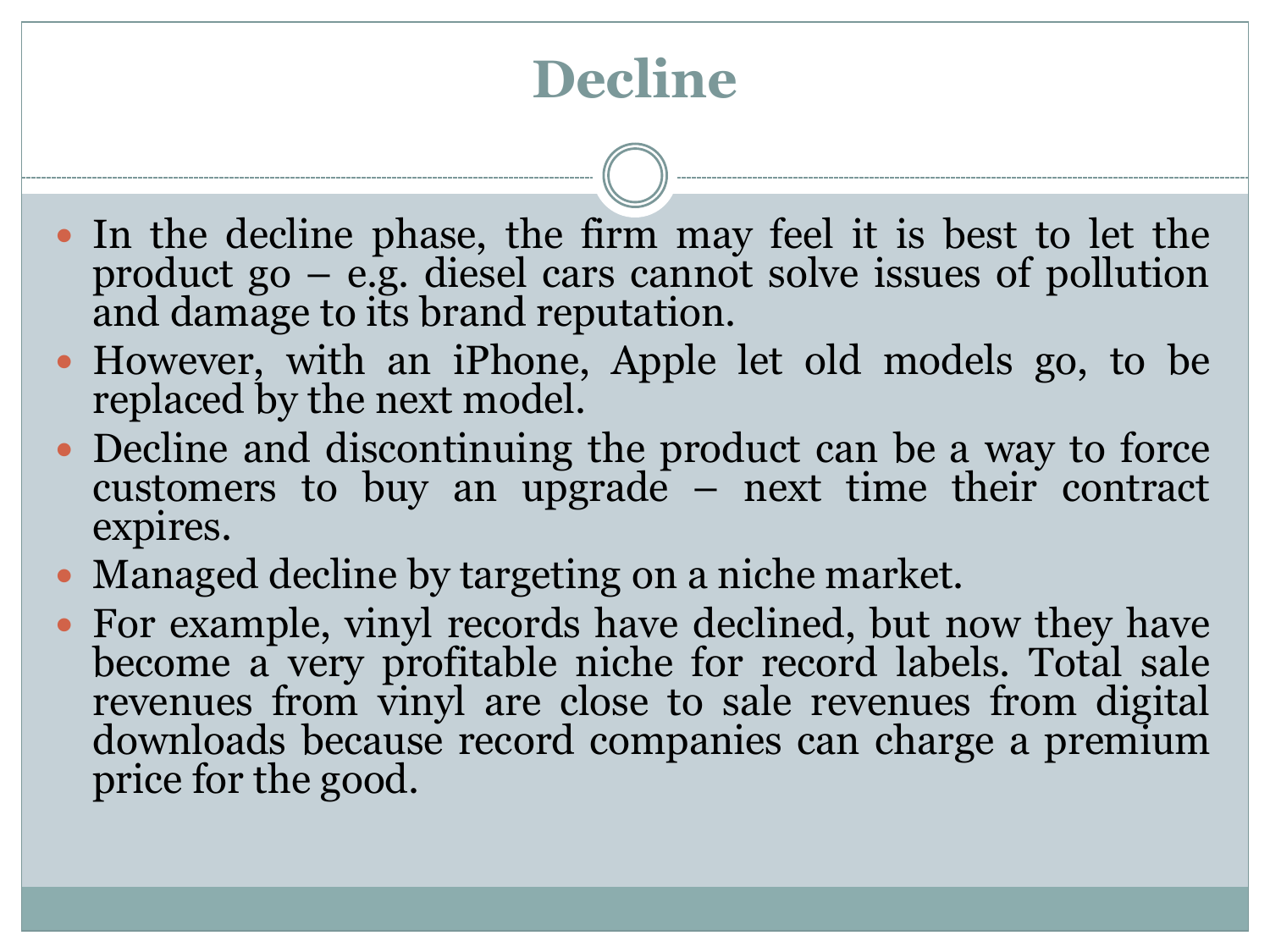# Decline

- In the decline phase, the firm may feel it is best to let the product go – e.g. diesel cars cannot solve issues of pollution and damage to its brand reputation.
- However, with an iPhone, Apple let old models go, to be replaced by the next model.
- Decline and discontinuing the product can be a way to force customers to buy an upgrade – next time their contract expires.
- Managed decline by targeting on a niche market.
- For example, vinyl records have declined, but now they have become a very profitable niche for record labels. Total sale revenues from vinyl are close to sale revenues from digital downloads because record companies can charge a premium price for the good.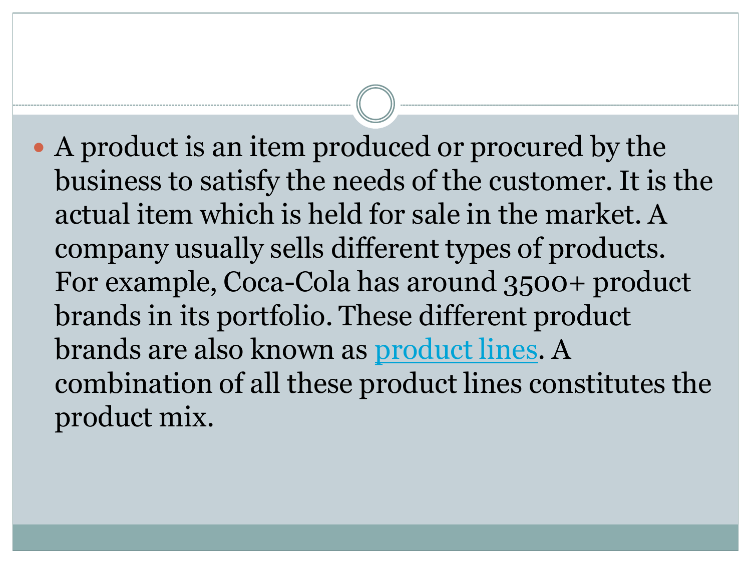- A product is an item produced or procured by the business to satisfy the needs of the customer. It is the actual item which is held for sale in the market. A company usually sells different types of products. For example, Coca-Cola has around 3500+ product brands in its portfolio. These different product brands are also known as product lines. A combination of all these product lines constitutes the product mix.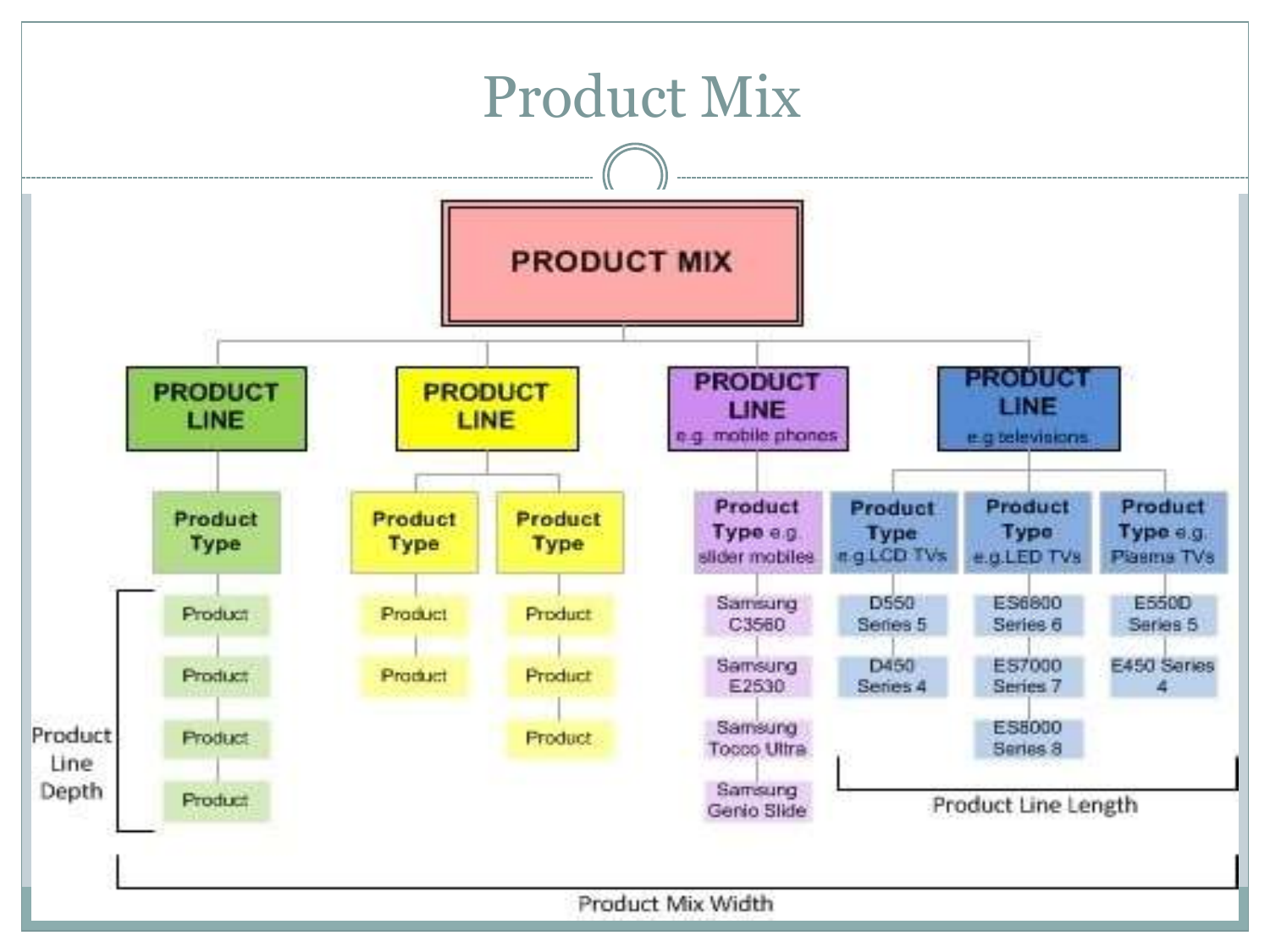# Product Mix

- **PRODUCT MIX**
  - **PRODUCT LINE**
    - **Product Type**
      - Product
      - Product
      - Product
      - Product
  - **PRODUCT LINE**
    - **Product Type**
      - Product
      - Product
    - **Product Type**
      - Product
      - Product
      - Product
  - **PRODUCT LINE** e.g. mobile phones
    - **Product Type** e.g. slider mobiles
      - Samsung C3560
      - Samsung E2530
      - Samsung Tocco Ultra
      - Samsung Genio Slide
  - **PRODUCT LINE** e.g televisions
    - **Product Type** e.g.LCD TVs
      - D550 Series 5
      - D450 Series 4
    - **Product Type** e.g.LED TVs
      - ES6800 Series 6
      - ES7000 Series 7
      - ES8000 Series 8
    - **Product Type** e.g. Plasma TVs
      - E550D Series 5
      - E450 Series 4

Product Line Depth

Product Line Length

Product Mix Width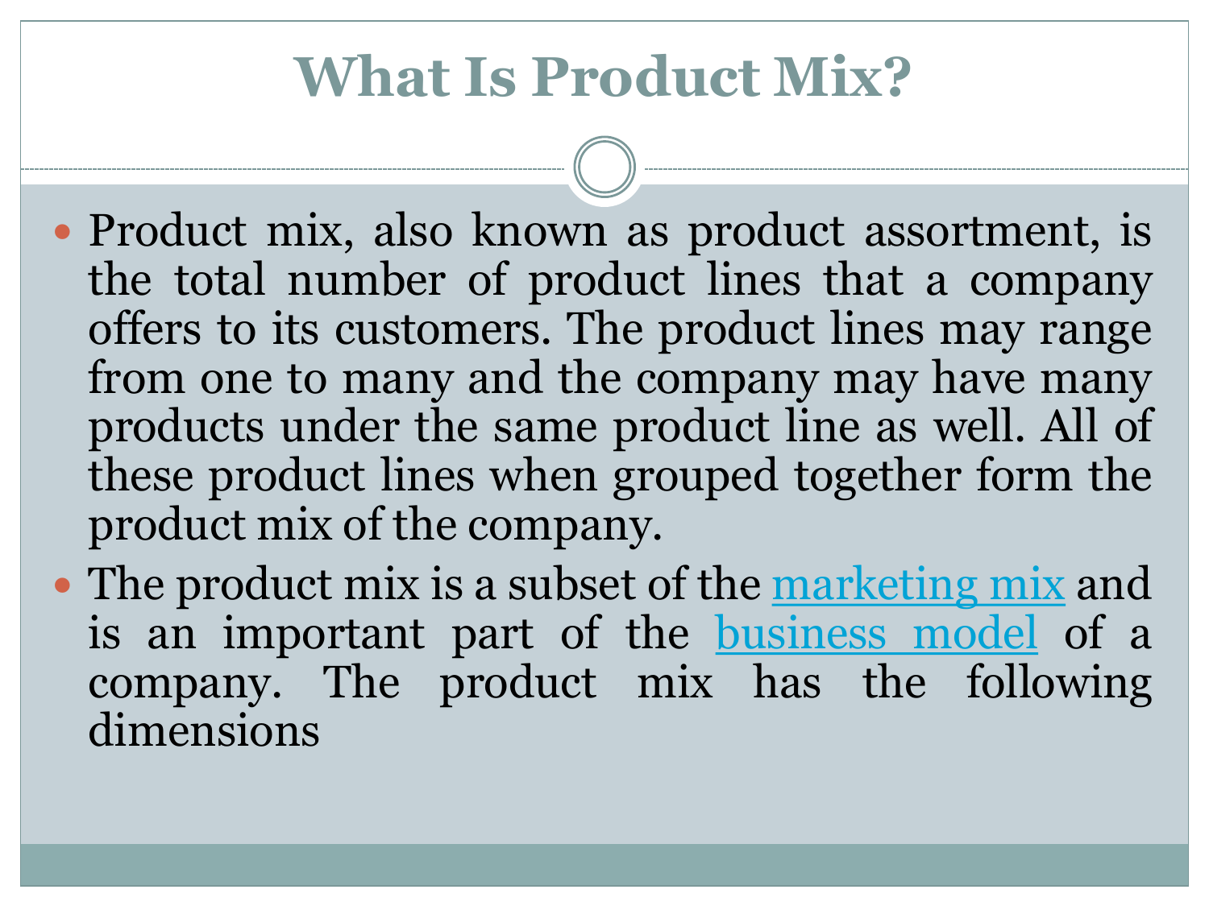# What Is Product Mix?

- Product mix, also known as product assortment, is the total number of product lines that a company offers to its customers. The product lines may range from one to many and the company may have many products under the same product line as well. All of these product lines when grouped together form the product mix of the company.
- The product mix is a subset of the marketing mix and is an important part of the business model of a company. The product mix has the following dimensions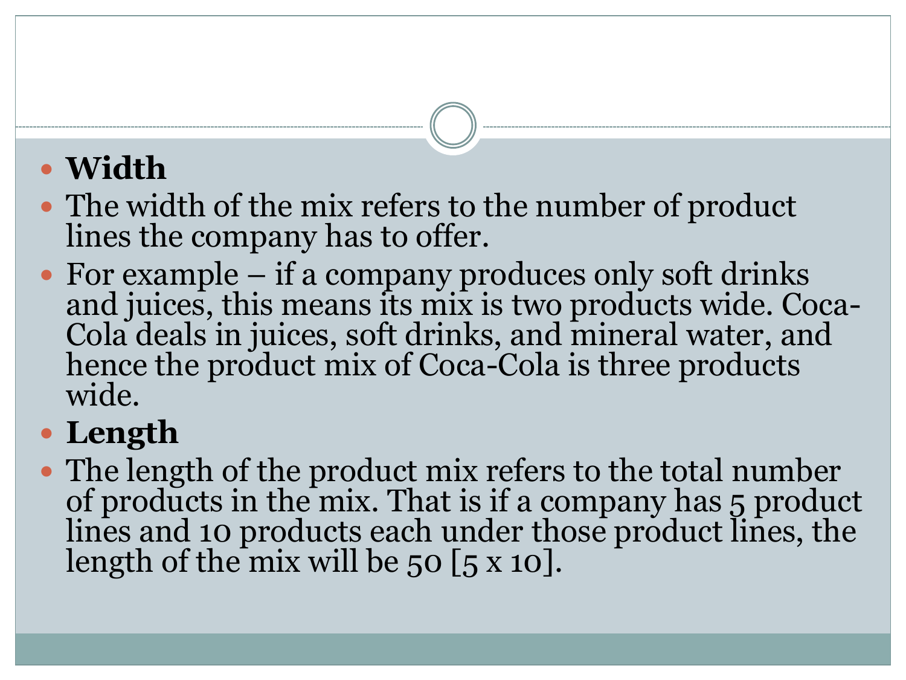- **Width**
- The width of the mix refers to the number of product lines the company has to offer.
- For example – if a company produces only soft drinks and juices, this means its mix is two products wide. Coca-Cola deals in juices, soft drinks, and mineral water, and hence the product mix of Coca-Cola is three products wide.
- **Length**
- The length of the product mix refers to the total number of products in the mix. That is if a company has 5 product lines and 10 products each under those product lines, the length of the mix will be 50 [5 x 10].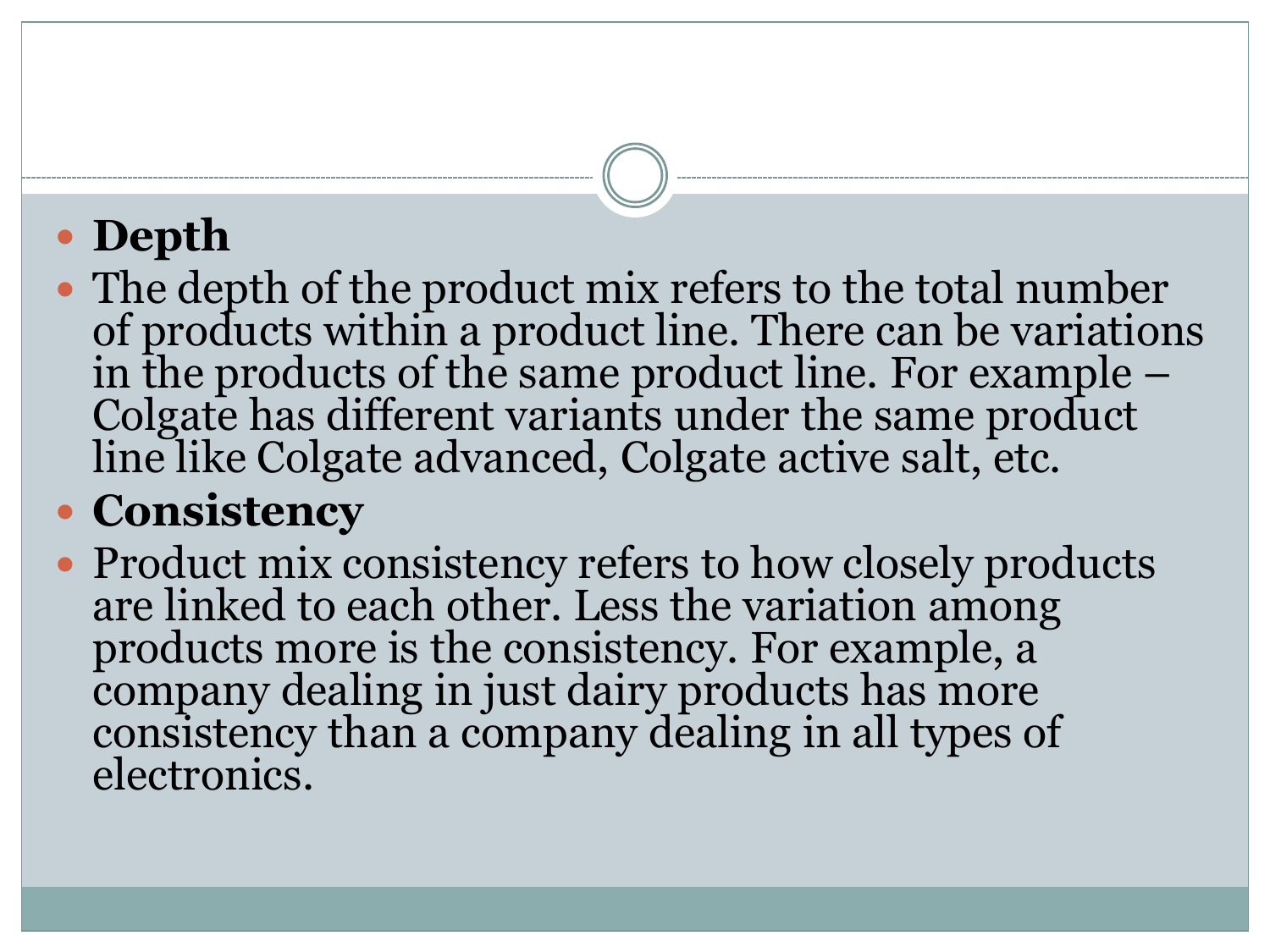- **Depth**
- The depth of the product mix refers to the total number of products within a product line. There can be variations in the products of the same product line. For example – Colgate has different variants under the same product line like Colgate advanced, Colgate active salt, etc.
- **Consistency**
- Product mix consistency refers to how closely products are linked to each other. Less the variation among products more is the consistency. For example, a company dealing in just dairy products has more consistency than a company dealing in all types of electronics.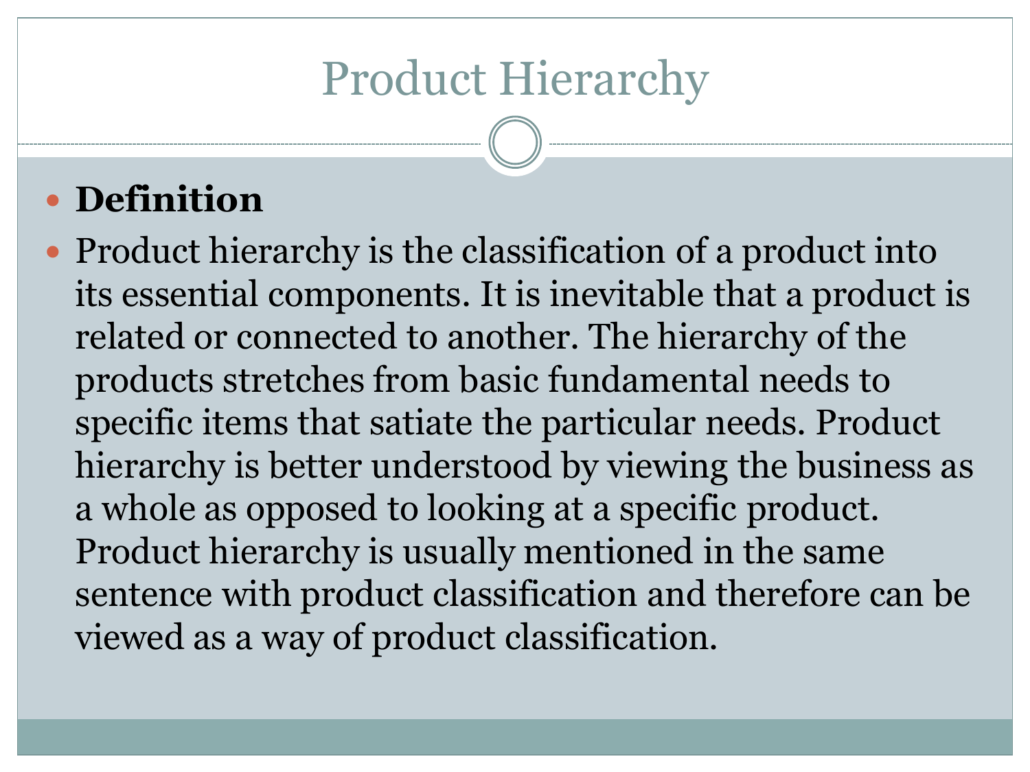# Product Hierarchy

- **Definition**
- Product hierarchy is the classification of a product into its essential components. It is inevitable that a product is related or connected to another. The hierarchy of the products stretches from basic fundamental needs to specific items that satiate the particular needs. Product hierarchy is better understood by viewing the business as a whole as opposed to looking at a specific product. Product hierarchy is usually mentioned in the same sentence with product classification and therefore can be viewed as a way of product classification.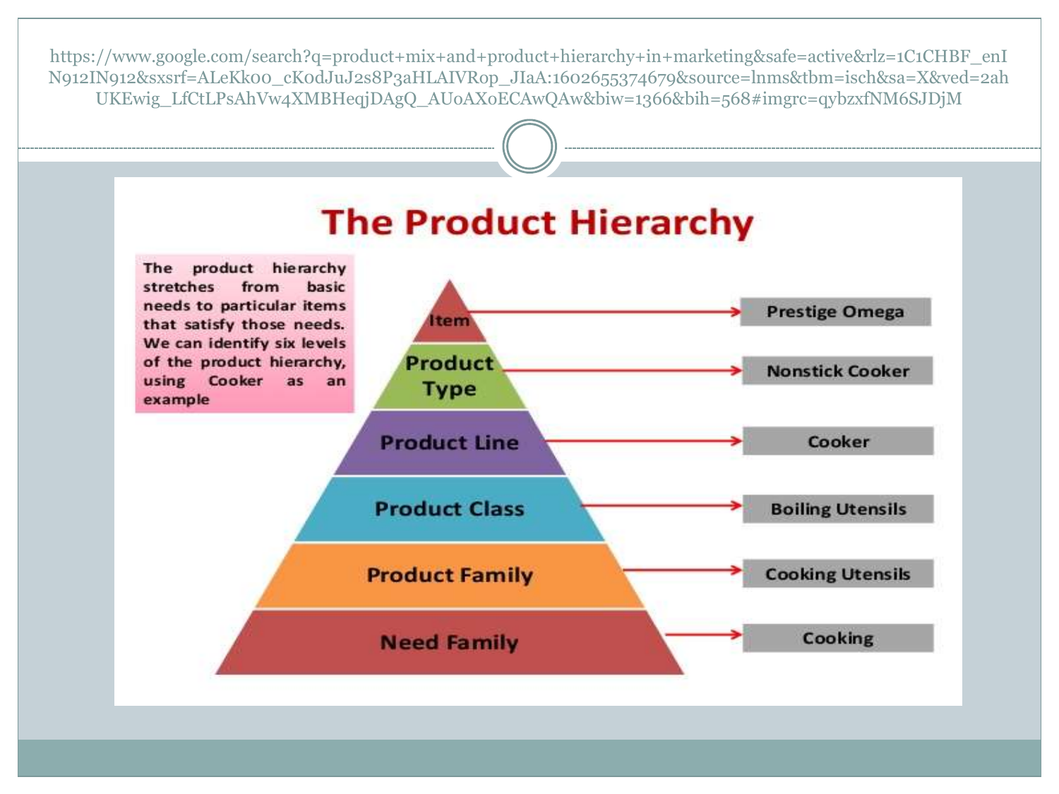https://www.google.com/search?q=product+mix+and+product+hierarchy+in+marketing&safe=active&rlz=1C1CHBF_enIN912IN912&sxsrf=ALeKk00_cK0dJuJ2s8P3aHLAIVRop_JIaA:1602655374679&source=lnms&tbm=isch&sa=X&ved=2ahUKEwig_LfCtLPsAhVw4XMBHeqjDAgQ_AU0AX0ECAwQAw&biw=1366&bih=568#imgrc=qybzxfNM6SJDjM

# The Product Hierarchy

The product hierarchy stretches from basic needs to particular items that satisfy those needs. We can identify six levels of the product hierarchy, using Cooker as an example

| Level | Example |
| --- | --- |
| Item | Prestige Omega |
| Product Type | Nonstick Cooker |
| Product Line | Cooker |
| Product Class | Boiling Utensils |
| Product Family | Cooking Utensils |
| Need Family | Cooking |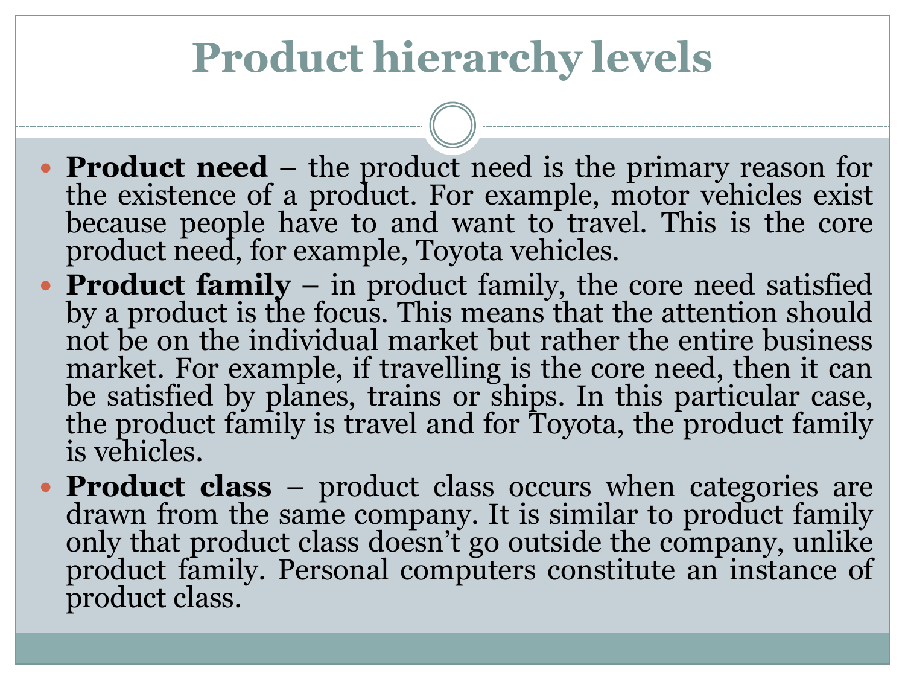# Product hierarchy levels

- **Product need** – the product need is the primary reason for the existence of a product. For example, motor vehicles exist because people have to and want to travel. This is the core product need, for example, Toyota vehicles.
- **Product family** – in product family, the core need satisfied by a product is the focus. This means that the attention should not be on the individual market but rather the entire business market. For example, if travelling is the core need, then it can be satisfied by planes, trains or ships. In this particular case, the product family is travel and for Toyota, the product family is vehicles.
- **Product class** – product class occurs when categories are drawn from the same company. It is similar to product family only that product class doesn't go outside the company, unlike product family. Personal computers constitute an instance of product class.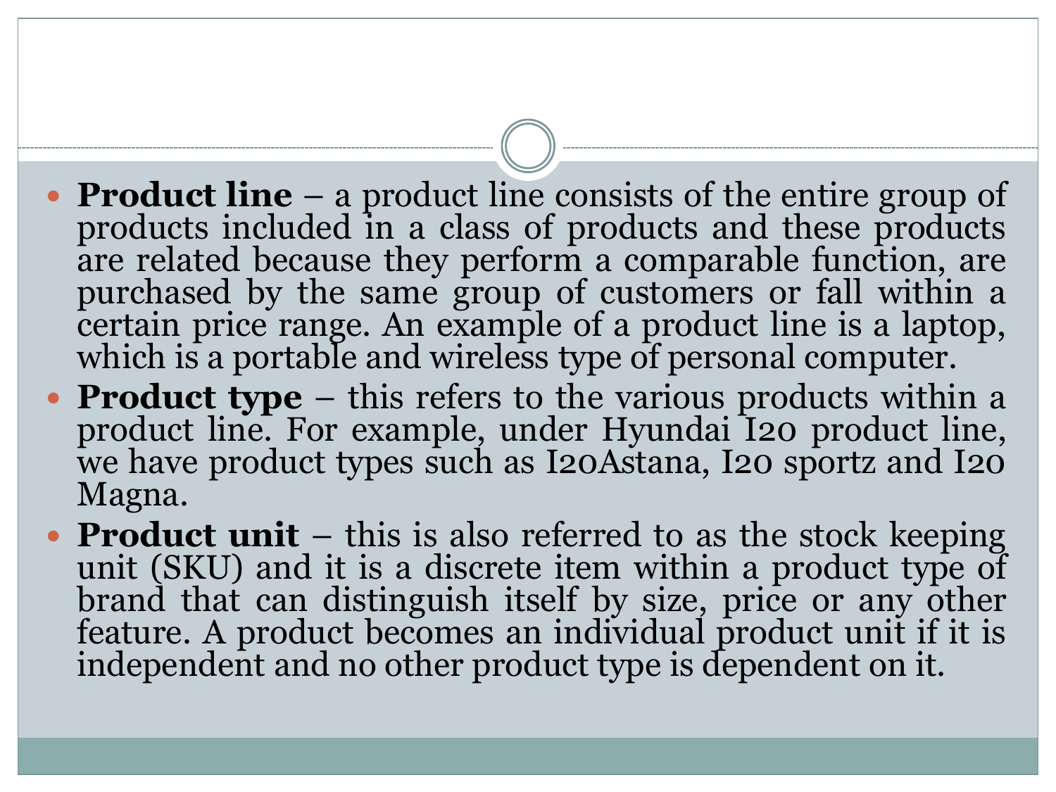- **Product line** – a product line consists of the entire group of products included in a class of products and these products are related because they perform a comparable function, are purchased by the same group of customers or fall within a certain price range. An example of a product line is a laptop, which is a portable and wireless type of personal computer.
- **Product type** – this refers to the various products within a product line. For example, under Hyundai I20 product line, we have product types such as I20Astana, I20 sportz and I20 Magna.
- **Product unit** – this is also referred to as the stock keeping unit (SKU) and it is a discrete item within a product type of brand that can distinguish itself by size, price or any other feature. A product becomes an individual product unit if it is independent and no other product type is dependent on it.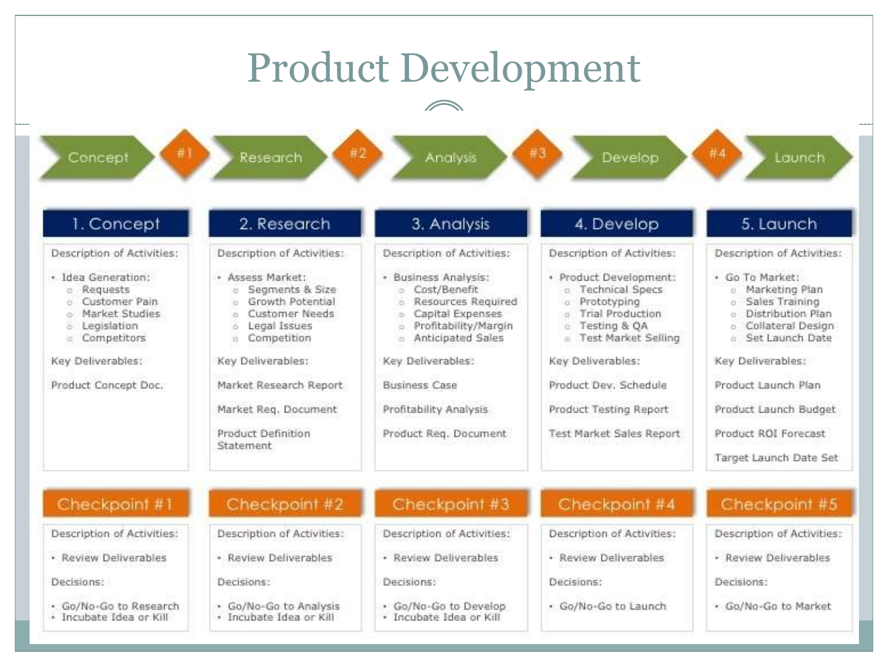# Product Development

Concept → #1 → Research → #2 → Analysis → #3 → Develop → #4 → Launch

## 1. Concept

Description of Activities:

- Idea Generation:
  - Requests
  - Customer Pain
  - Market Studies
  - Legislation
  - Competitors

Key Deliverables:

Product Concept Doc.

## 2. Research

Description of Activities:

- Assess Market:
  - Segments & Size
  - Growth Potential
  - Customer Needs
  - Legal Issues
  - Competition

Key Deliverables:

Market Research Report

Market Req. Document

Product Definition Statement

## 3. Analysis

Description of Activities:

- Business Analysis:
  - Cost/Benefit
  - Resources Required
  - Capital Expenses
  - Profitability/Margin
  - Anticipated Sales

Key Deliverables:

Business Case

Profitability Analysis

Product Req. Document

## 4. Develop

Description of Activities:

- Product Development:
  - Technical Specs
  - Prototyping
  - Trial Production
  - Testing & QA
  - Test Market Selling

Key Deliverables:

Product Dev. Schedule

Product Testing Report

Test Market Sales Report

## 5. Launch

Description of Activities:

- Go To Market:
  - Marketing Plan
  - Sales Training
  - Distribution Plan
  - Collateral Design
  - Set Launch Date

Key Deliverables:

Product Launch Plan

Product Launch Budget

Product ROI Forecast

Target Launch Date Set

## Checkpoint #1

Description of Activities:

- Review Deliverables

Decisions:

- Go/No-Go to Research
- Incubate Idea or Kill

## Checkpoint #2

Description of Activities:

- Review Deliverables

Decisions:

- Go/No-Go to Analysis
- Incubate Idea or Kill

## Checkpoint #3

Description of Activities:

- Review Deliverables

Decisions:

- Go/No-Go to Develop
- Incubate Idea or Kill

## Checkpoint #4

Description of Activities:

- Review Deliverables

Decisions:

- Go/No-Go to Launch

## Checkpoint #5

Description of Activities:

- Review Deliverables

Decisions:

- Go/No-Go to Market